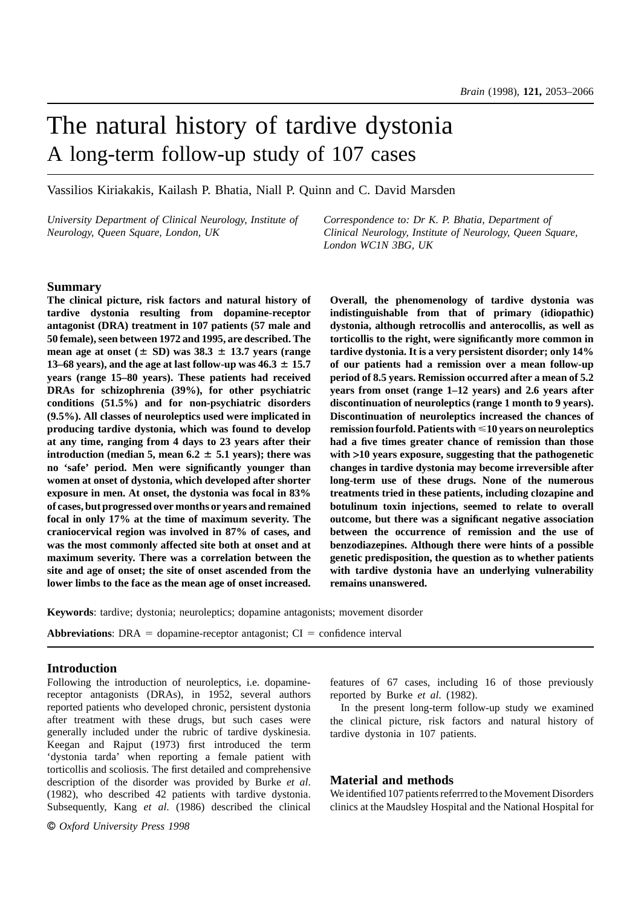# The natural history of tardive dystonia

## A long-term follow-up study of 107 cases

Vassilios Kiriakakis, Kailash P. Bhatia, Niall P. Quinn and C. David Marsden

*University Department of Clinical Neurology, Institute of Neurology, Queen Square, London, UK*

*Correspondence to: Dr K. P. Bhatia, Department of Clinical Neurology, Institute of Neurology, Queen Square, London WC1N 3BG, UK*

## Summary

**The clinical picture, risk factors and natural history of tardive dystonia resulting from dopamine-receptor antagonist (DRA) treatment in 107 patients (57 male and 50 female), seen between 1972 and 1995, are described. The mean age at onset (± SD) was 38.3 ± 13.7 years (range 13–68 years), and the age at last follow-up was 46.3 ± 15.7 years (range 15–80 years). These patients had received DRAs for schizophrenia (39%), for other psychiatric conditions (51.5%) and for non-psychiatric disorders (9.5%). All classes of neuroleptics used were implicated in producing tardive dystonia, which was found to develop at any time, ranging from 4 days to 23 years after their introduction (median 5, mean 6.2 ± 5.1 years); there was no 'safe' period. Men were significantly younger than women at onset of dystonia, which developed after shorter exposure in men. At onset, the dystonia was focal in 83% of cases, but progressed over months or years and remained focal in only 17% at the time of maximum severity. The craniocervical region was involved in 87% of cases, and was the most commonly affected site both at onset and at maximum severity. There was a correlation between the site and age of onset; the site of onset ascended from the lower limbs to the face as the mean age of onset increased. Overall, the phenomenology of tardive dystonia was indistinguishable from that of primary (idiopathic) dystonia, although retrocollis and anterocollis, as well as torticollis to the right, were significantly more common in tardive dystonia. It is a very persistent disorder; only 14% of our patients had a remission over a mean follow-up period of 8.5 years. Remission occurred after a mean of 5.2 years from onset (range 1–12 years) and 2.6 years after discontinuation of neuroleptics (range 1 month to 9 years). Discontinuation of neuroleptics increased the chances of remission fourfold. Patients with ⩽10 years on neuroleptics had a five times greater chance of remission than those with >10 years exposure, suggesting that the pathogenetic changes in tardive dystonia may become irreversible after long-term use of these drugs. None of the numerous treatments tried in these patients, including clozapine and botulinum toxin injections, seemed to relate to overall outcome, but there was a significant negative association between the occurrence of remission and the use of benzodiazepines. Although there were hints of a possible genetic predisposition, the question as to whether patients with tardive dystonia have an underlying vulnerability remains unanswered.**

**Keywords**: tardive; dystonia; neuroleptics; dopamine antagonists; movement disorder

**Abbreviations**: DRA = dopamine-receptor antagonist; CI = confidence interval

## Introduction

Following the introduction of neuroleptics, i.e. dopamine-receptor antagonists (DRAs), in 1952, several authors reported patients who developed chronic, persistent dystonia after treatment with these drugs, but such cases were generally included under the rubric of tardive dyskinesia. Keegan and Rajput (1973) first introduced the term 'dystonia tarda' when reporting a female patient with torticollis and scoliosis. The first detailed and comprehensive description of the disorder was provided by Burke *et al*. (1982), who described 42 patients with tardive dystonia. Subsequently, Kang *et al*. (1986) described the clinical features of 67 cases, including 16 of those previously reported by Burke *et al.* (1982).

In the present long-term follow-up study we examined the clinical picture, risk factors and natural history of tardive dystonia in 107 patients.

## Material and methods

We identified 107 patients referrred to the Movement Disorders clinics at the Maudsley Hospital and the National Hospital for

© *Oxford University Press 1998*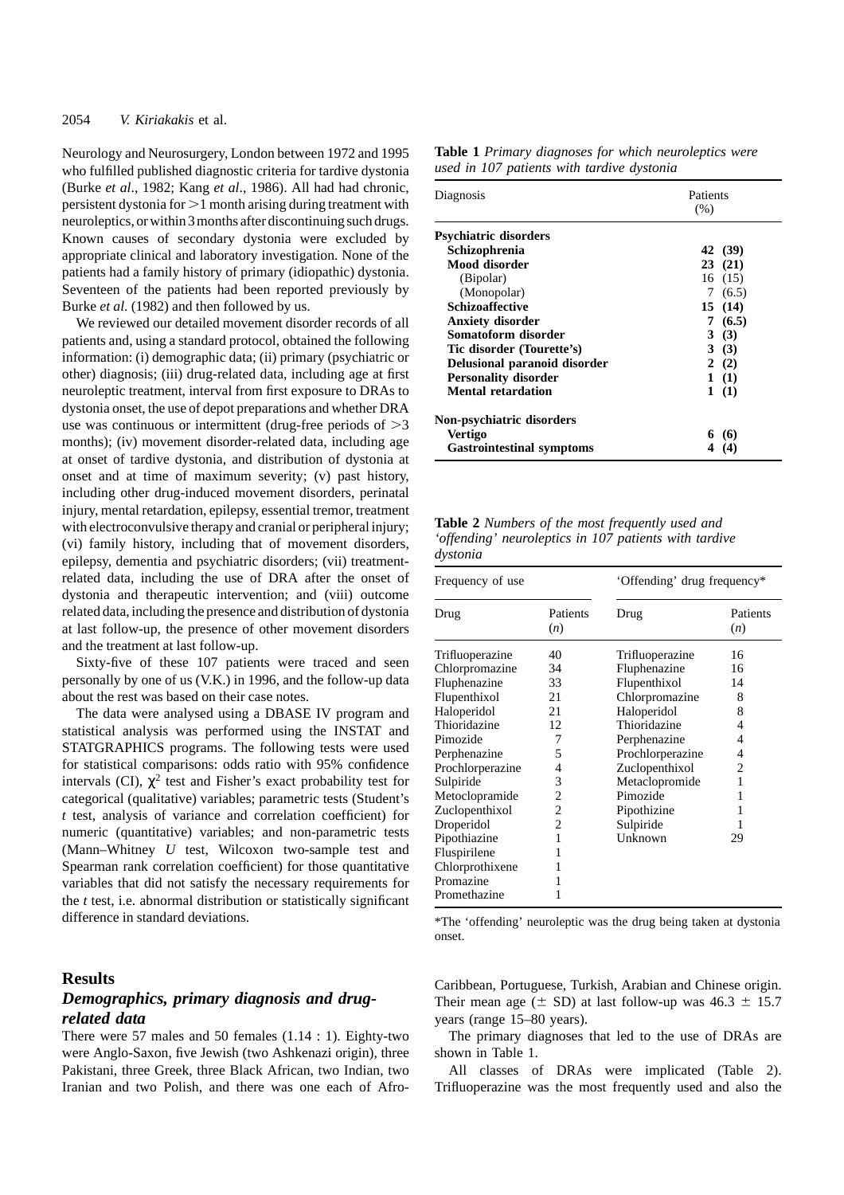Neurology and Neurosurgery, London between 1972 and 1995 who fulfilled published diagnostic criteria for tardive dystonia (Burke *et al*., 1982; Kang *et al*., 1986). All had had chronic, persistent dystonia for >1 month arising during treatment with neuroleptics, or within 3 months after discontinuing such drugs. Known causes of secondary dystonia were excluded by appropriate clinical and laboratory investigation. None of the patients had a family history of primary (idiopathic) dystonia. Seventeen of the patients had been reported previously by Burke *et al*. (1982) and then followed by us.

We reviewed our detailed movement disorder records of all patients and, using a standard protocol, obtained the following information: (i) demographic data; (ii) primary (psychiatric or other) diagnosis; (iii) drug-related data, including age at first neuroleptic treatment, interval from first exposure to DRAs to dystonia onset, the use of depot preparations and whether DRA use was continuous or intermittent (drug-free periods of >3 months); (iv) movement disorder-related data, including age at onset of tardive dystonia, and distribution of dystonia at onset and at time of maximum severity; (v) past history, including other drug-induced movement disorders, perinatal injury, mental retardation, epilepsy, essential tremor, treatment with electroconvulsive therapy and cranial or peripheral injury; (vi) family history, including that of movement disorders, epilepsy, dementia and psychiatric disorders; (vii) treatment-related data, including the use of DRA after the onset of dystonia and therapeutic intervention; and (viii) outcome related data, including the presence and distribution of dystonia at last follow-up, the presence of other movement disorders and the treatment at last follow-up.

Sixty-five of these 107 patients were traced and seen personally by one of us (V.K.) in 1996, and the follow-up data about the rest was based on their case notes.

The data were analysed using a DBASE IV program and statistical analysis was performed using the INSTAT and STATGRAPHICS programs. The following tests were used for statistical comparisons: odds ratio with 95% confidence intervals (CI), $\chi^2$ test and Fisher's exact probability test for categorical (qualitative) variables; parametric tests (Student's *t* test, analysis of variance and correlation coefficient) for numeric (quantitative) variables; and non-parametric tests (Mann–Whitney *U* test, Wilcoxon two-sample test and Spearman rank correlation coefficient) for those quantitative variables that did not satisfy the necessary requirements for the *t* test, i.e. abnormal distribution or statistically significant difference in standard deviations.

## Results

### *Demographics, primary diagnosis and drug-related data*

There were 57 males and 50 females (1.14 : 1). Eighty-two were Anglo-Saxon, five Jewish (two Ashkenazi origin), three Pakistani, three Greek, three Black African, two Indian, two Iranian and two Polish, and there was one each of Afro-Caribbean, Portuguese, Turkish, Arabian and Chinese origin. Their mean age (± SD) at last follow-up was 46.3 ± 15.7 years (range 15–80 years).

The primary diagnoses that led to the use of DRAs are shown in Table 1.

All classes of DRAs were implicated (Table 2). Trifluoperazine was the most frequently used and also the

**Table 1** *Primary diagnoses for which neuroleptics were used in 107 patients with tardive dystonia*

| Diagnosis | Patients (%) |
|---|---|
| **Psychiatric disorders** | |
| **Schizophrenia** | **42 (39)** |
| **Mood disorder** | **23 (21)** |
| (Bipolar) | 16 (15) |
| (Monopolar) | 7 (6.5) |
| **Schizoaffective** | **15 (14)** |
| **Anxiety disorder** | **7 (6.5)** |
| **Somatoform disorder** | **3 (3)** |
| **Tic disorder (Tourette's)** | **3 (3)** |
| **Delusional paranoid disorder** | **2 (2)** |
| **Personality disorder** | **1 (1)** |
| **Mental retardation** | **1 (1)** |
| **Non-psychiatric disorders** | |
| **Vertigo** | **6 (6)** |
| **Gastrointestinal symptoms** | **4 (4)** |

**Table 2** *Numbers of the most frequently used and 'offending' neuroleptics in 107 patients with tardive dystonia*

| Frequency of use | | 'Offending' drug frequency* | |
|---|---|---|---|
| Drug | Patients (*n*) | Drug | Patients (*n*) |
| Trifluoperazine | 40 | Trifluoperazine | 16 |
| Chlorpromazine | 34 | Fluphenazine | 16 |
| Fluphenazine | 33 | Flupenthixol | 14 |
| Flupenthixol | 21 | Chlorpromazine | 8 |
| Haloperidol | 21 | Haloperidol | 8 |
| Thioridazine | 12 | Thioridazine | 4 |
| Pimozide | 7 | Perphenazine | 4 |
| Perphenazine | 5 | Prochlorperazine | 4 |
| Prochlorperazine | 4 | Zuclopenthixol | 2 |
| Sulpiride | 3 | Metaclopromide | 1 |
| Metoclopramide | 2 | Pimozide | 1 |
| Zuclopenthixol | 2 | Pipothizine | 1 |
| Droperidol | 2 | Sulpiride | 1 |
| Pipothiazine | 1 | Unknown | 29 |
| Fluspirilene | 1 | | |
| Chlorprothixene | 1 | | |
| Promazine | 1 | | |
| Promethazine | 1 | | |

*The 'offending' neuroleptic was the drug being taken at dystonia onset.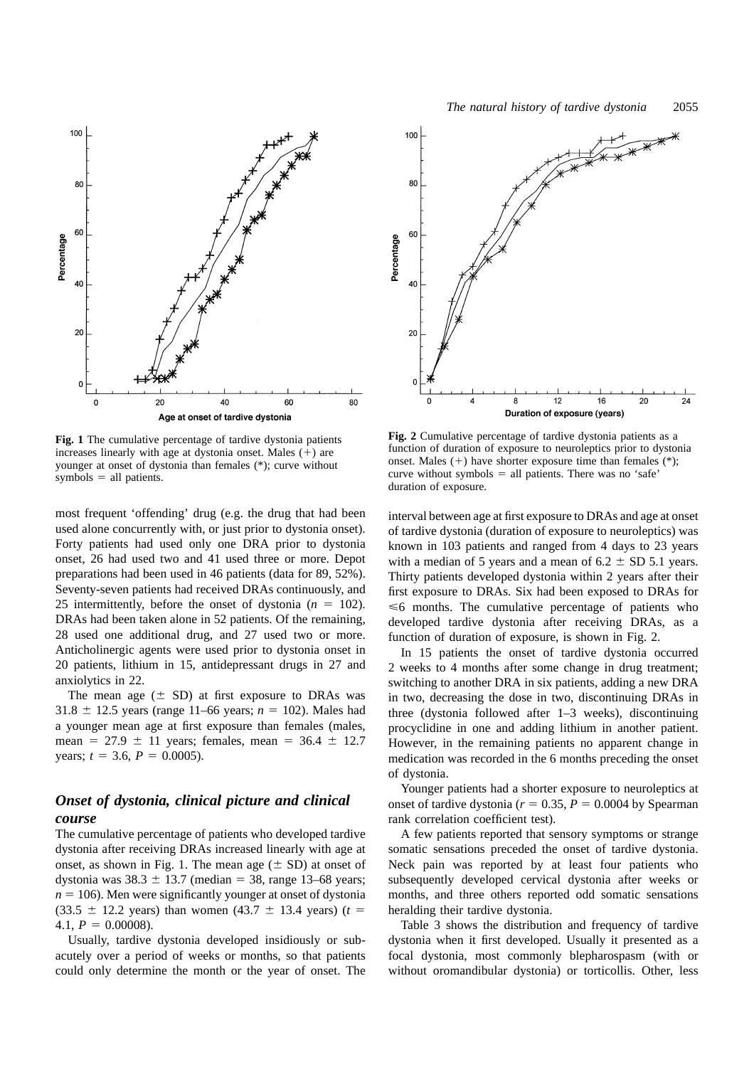**Fig. 1** The cumulative percentage of tardive dystonia patients increases linearly with age at dystonia onset. Males (+) are younger at onset of dystonia than females (*); curve without symbols = all patients.

**Fig. 2** Cumulative percentage of tardive dystonia patients as a function of duration of exposure to neuroleptics prior to dystonia onset. Males (+) have shorter exposure time than females (*); curve without symbols = all patients. There was no 'safe' duration of exposure.

most frequent 'offending' drug (e.g. the drug that had been used alone concurrently with, or just prior to dystonia onset). Forty patients had used only one DRA prior to dystonia onset, 26 had used two and 41 used three or more. Depot preparations had been used in 46 patients (data for 89, 52%). Seventy-seven patients had received DRAs continuously, and 25 intermittently, before the onset of dystonia ($n = 102$). DRAs had been taken alone in 52 patients. Of the remaining, 28 used one additional drug, and 27 used two or more. Anticholinergic agents were used prior to dystonia onset in 20 patients, lithium in 15, antidepressant drugs in 27 and anxiolytics in 22.

The mean age (± SD) at first exposure to DRAs was 31.8 ± 12.5 years (range 11–66 years; $n = 102$). Males had a younger mean age at first exposure than females (males, mean = 27.9 ± 11 years; females, mean = 36.4 ± 12.7 years; $t = 3.6$, $P = 0.0005$).

## *Onset of dystonia, clinical picture and clinical course*

The cumulative percentage of patients who developed tardive dystonia after receiving DRAs increased linearly with age at onset, as shown in Fig. 1. The mean age (± SD) at onset of dystonia was 38.3 ± 13.7 (median = 38, range 13–68 years; $n = 106$). Men were significantly younger at onset of dystonia (33.5 ± 12.2 years) than women (43.7 ± 13.4 years) ($t = 4.1$, $P = 0.00008$).

Usually, tardive dystonia developed insidiously or subacutely over a period of weeks or months, so that patients could only determine the month or the year of onset. The interval between age at first exposure to DRAs and age at onset of tardive dystonia (duration of exposure to neuroleptics) was known in 103 patients and ranged from 4 days to 23 years with a median of 5 years and a mean of 6.2 ± SD 5.1 years. Thirty patients developed dystonia within 2 years after their first exposure to DRAs. Six had been exposed to DRAs for ⩽6 months. The cumulative percentage of patients who developed tardive dystonia after receiving DRAs, as a function of duration of exposure, is shown in Fig. 2.

In 15 patients the onset of tardive dystonia occurred 2 weeks to 4 months after some change in drug treatment; switching to another DRA in six patients, adding a new DRA in two, decreasing the dose in two, discontinuing DRAs in three (dystonia followed after 1–3 weeks), discontinuing procyclidine in one and adding lithium in another patient. However, in the remaining patients no apparent change in medication was recorded in the 6 months preceding the onset of dystonia.

Younger patients had a shorter exposure to neuroleptics at onset of tardive dystonia ($r = 0.35$, $P = 0.0004$ by Spearman rank correlation coefficient test).

A few patients reported that sensory symptoms or strange somatic sensations preceded the onset of tardive dystonia. Neck pain was reported by at least four patients who subsequently developed cervical dystonia after weeks or months, and three others reported odd somatic sensations heralding their tardive dystonia.

Table 3 shows the distribution and frequency of tardive dystonia when it first developed. Usually it presented as a focal dystonia, most commonly blepharospasm (with or without oromandibular dystonia) or torticollis. Other, less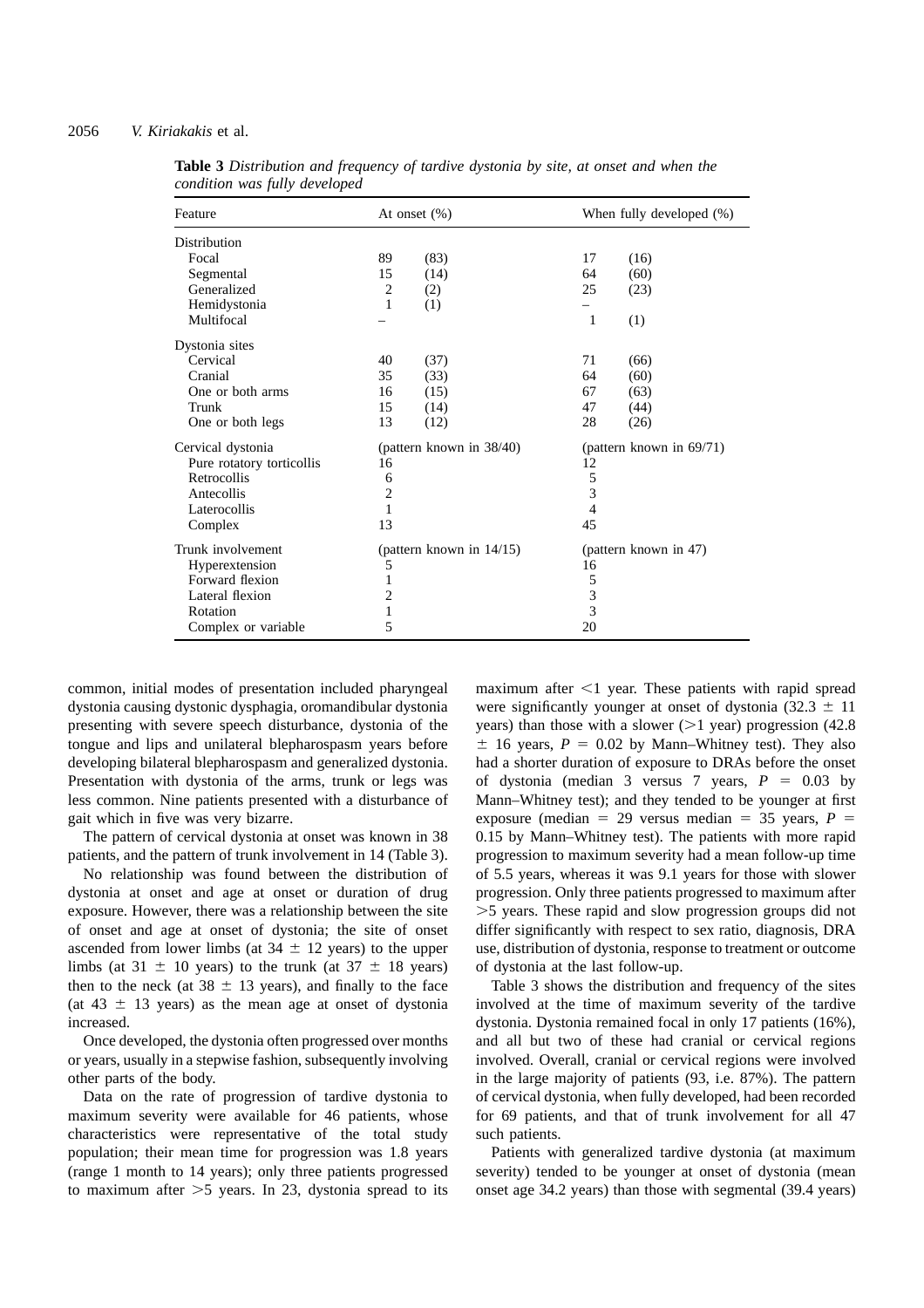**Table 3** *Distribution and frequency of tardive dystonia by site, at onset and when the condition was fully developed*

| Feature | At onset (%) | | When fully developed (%) | |
|---|---|---|---|---|
| Distribution | | | | |
| Focal | 89 | (83) | 17 | (16) |
| Segmental | 15 | (14) | 64 | (60) |
| Generalized | 2 | (2) | 25 | (23) |
| Hemidystonia | 1 | (1) | – | |
| Multifocal | – | | 1 | (1) |
| Dystonia sites | | | | |
| Cervical | 40 | (37) | 71 | (66) |
| Cranial | 35 | (33) | 64 | (60) |
| One or both arms | 16 | (15) | 67 | (63) |
| Trunk | 15 | (14) | 47 | (44) |
| One or both legs | 13 | (12) | 28 | (26) |
| Cervical dystonia | (pattern known in 38/40) | | (pattern known in 69/71) | |
| Pure rotatory torticollis | 16 | | 12 | |
| Retrocollis | 6 | | 5 | |
| Antecollis | 2 | | 3 | |
| Laterocollis | 1 | | 4 | |
| Complex | 13 | | 45 | |
| Trunk involvement | (pattern known in 14/15) | | (pattern known in 47) | |
| Hyperextension | 5 | | 16 | |
| Forward flexion | 1 | | 5 | |
| Lateral flexion | 2 | | 3 | |
| Rotation | 1 | | 3 | |
| Complex or variable | 5 | | 20 | |

common, initial modes of presentation included pharyngeal dystonia causing dystonic dysphagia, oromandibular dystonia presenting with severe speech disturbance, dystonia of the tongue and lips and unilateral blepharospasm years before developing bilateral blepharospasm and generalized dystonia. Presentation with dystonia of the arms, trunk or legs was less common. Nine patients presented with a disturbance of gait which in five was very bizarre.

The pattern of cervical dystonia at onset was known in 38 patients, and the pattern of trunk involvement in 14 (Table 3).

No relationship was found between the distribution of dystonia at onset and age at onset or duration of drug exposure. However, there was a relationship between the site of onset and age at onset of dystonia; the site of onset ascended from lower limbs (at $34 \pm 12$ years) to the upper limbs (at $31 \pm 10$ years) to the trunk (at $37 \pm 18$ years) then to the neck (at $38 \pm 13$ years), and finally to the face (at $43 \pm 13$ years) as the mean age at onset of dystonia increased.

Once developed, the dystonia often progressed over months or years, usually in a stepwise fashion, subsequently involving other parts of the body.

Data on the rate of progression of tardive dystonia to maximum severity were available for 46 patients, whose characteristics were representative of the total study population; their mean time for progression was 1.8 years (range 1 month to 14 years); only three patients progressed to maximum after >5 years. In 23, dystonia spread to its maximum after <1 year. These patients with rapid spread were significantly younger at onset of dystonia ($32.3 \pm 11$ years) than those with a slower (>1 year) progression ($42.8 \pm 16$ years, $P = 0.02$ by Mann–Whitney test). They also had a shorter duration of exposure to DRAs before the onset of dystonia (median 3 versus 7 years, $P = 0.03$ by Mann–Whitney test); and they tended to be younger at first exposure (median = 29 versus median = 35 years, $P = 0.15$ by Mann–Whitney test). The patients with more rapid progression to maximum severity had a mean follow-up time of 5.5 years, whereas it was 9.1 years for those with slower progression. Only three patients progressed to maximum after >5 years. These rapid and slow progression groups did not differ significantly with respect to sex ratio, diagnosis, DRA use, distribution of dystonia, response to treatment or outcome of dystonia at the last follow-up.

Table 3 shows the distribution and frequency of the sites involved at the time of maximum severity of the tardive dystonia. Dystonia remained focal in only 17 patients (16%), and all but two of these had cranial or cervical regions involved. Overall, cranial or cervical regions were involved in the large majority of patients (93, i.e. 87%). The pattern of cervical dystonia, when fully developed, had been recorded for 69 patients, and that of trunk involvement for all 47 such patients.

Patients with generalized tardive dystonia (at maximum severity) tended to be younger at onset of dystonia (mean onset age 34.2 years) than those with segmental (39.4 years)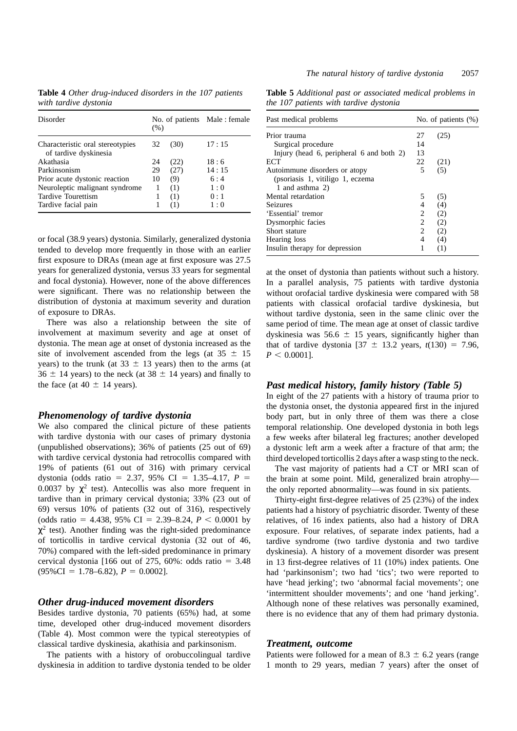**Table 4** *Other drug-induced disorders in the 107 patients with tardive dystonia*

| Disorder | No. of patients (%) | | Male : female |
|---|---|---|---|
| Characteristic oral stereotypies of tardive dyskinesia | 32 | (30) | 17 : 15 |
| Akathasia | 24 | (22) | 18 : 6 |
| Parkinsonism | 29 | (27) | 14 : 15 |
| Prior acute dystonic reaction | 10 | (9) | 6 : 4 |
| Neuroleptic malignant syndrome | 1 | (1) | 1 : 0 |
| Tardive Tourettism | 1 | (1) | 0 : 1 |
| Tardive facial pain | 1 | (1) | 1 : 0 |

or focal (38.9 years) dystonia. Similarly, generalized dystonia tended to develop more frequently in those with an earlier first exposure to DRAs (mean age at first exposure was 27.5 years for generalized dystonia, versus 33 years for segmental and focal dystonia). However, none of the above differences were significant. There was no relationship between the distribution of dystonia at maximum severity and duration of exposure to DRAs.

There was also a relationship between the site of involvement at maximum severity and age at onset of dystonia. The mean age at onset of dystonia increased as the site of involvement ascended from the legs (at $35 \pm 15$ years) to the trunk (at $33 \pm 13$ years) then to the arms (at $36 \pm 14$ years) to the neck (at $38 \pm 14$ years) and finally to the face (at $40 \pm 14$ years).

### *Phenomenology of tardive dystonia*

We also compared the clinical picture of these patients with tardive dystonia with our cases of primary dystonia (unpublished observations); 36% of patients (25 out of 69) with tardive cervical dystonia had retrocollis compared with 19% of patients (61 out of 316) with primary cervical dystonia (odds ratio = 2.37, 95% CI = 1.35–4.17, $P = 0.0037$ by $\chi^2$ test). Antecollis was also more frequent in tardive than in primary cervical dystonia; 33% (23 out of 69) versus 10% of patients (32 out of 316), respectively (odds ratio = 4.438, 95% CI = 2.39–8.24, $P < 0.0001$ by $\chi^2$ test). Another finding was the right-sided predominance of torticollis in tardive cervical dystonia (32 out of 46, 70%) compared with the left-sided predominance in primary cervical dystonia [166 out of 275, 60%: odds ratio = 3.48 (95%CI = 1.78–6.82), $P = 0.0002$].

### *Other drug-induced movement disorders*

Besides tardive dystonia, 70 patients (65%) had, at some time, developed other drug-induced movement disorders (Table 4). Most common were the typical stereotypies of classical tardive dyskinesia, akathisia and parkinsonism.

The patients with a history of orobuccolingual tardive dyskinesia in addition to tardive dystonia tended to be older at the onset of dystonia than patients without such a history. In a parallel analysis, 75 patients with tardive dystonia without orofacial tardive dyskinesia were compared with 58 patients with classical orofacial tardive dyskinesia, but without tardive dystonia, seen in the same clinic over the same period of time. The mean age at onset of classic tardive dyskinesia was $56.6 \pm 15$ years, significantly higher than that of tardive dystonia [$37 \pm 13.2$ years, $t(130) = 7.96$, $P < 0.0001$].

**Table 5** *Additional past or associated medical problems in the 107 patients with tardive dystonia*

| Past medical problems | No. of patients (%) | |
|---|---|---|
| Prior trauma | 27 | (25) |
| Surgical procedure | 14 | |
| Injury (head 6, peripheral 6 and both 2) | 13 | |
| ECT | 22 | (21) |
| Autoimmune disorders or atopy (psoriasis 1, vitiligo 1, eczema 1 and asthma 2) | 5 | (5) |
| Mental retardation | 5 | (5) |
| Seizures | 4 | (4) |
| 'Essential' tremor | 2 | (2) |
| Dysmorphic facies | 2 | (2) |
| Short stature | 2 | (2) |
| Hearing loss | 4 | (4) |
| Insulin therapy for depression | 1 | (1) |

### *Past medical history, family history (Table 5)*

In eight of the 27 patients with a history of trauma prior to the dystonia onset, the dystonia appeared first in the injured body part, but in only three of them was there a close temporal relationship. One developed dystonia in both legs a few weeks after bilateral leg fractures; another developed a dystonic left arm a week after a fracture of that arm; the third developed torticollis 2 days after a wasp sting to the neck.

The vast majority of patients had a CT or MRI scan of the brain at some point. Mild, generalized brain atrophy—the only reported abnormality—was found in six patients.

Thirty-eight first-degree relatives of 25 (23%) of the index patients had a history of psychiatric disorder. Twenty of these relatives, of 16 index patients, also had a history of DRA exposure. Four relatives, of separate index patients, had a tardive syndrome (two tardive dystonia and two tardive dyskinesia). A history of a movement disorder was present in 13 first-degree relatives of 11 (10%) index patients. One had 'parkinsonism'; two had 'tics'; two were reported to have 'head jerking'; two 'abnormal facial movements'; one 'intermittent shoulder movements'; and one 'hand jerking'. Although none of these relatives was personally examined, there is no evidence that any of them had primary dystonia.

### *Treatment, outcome*

Patients were followed for a mean of $8.3 \pm 6.2$ years (range 1 month to 29 years, median 7 years) after the onset of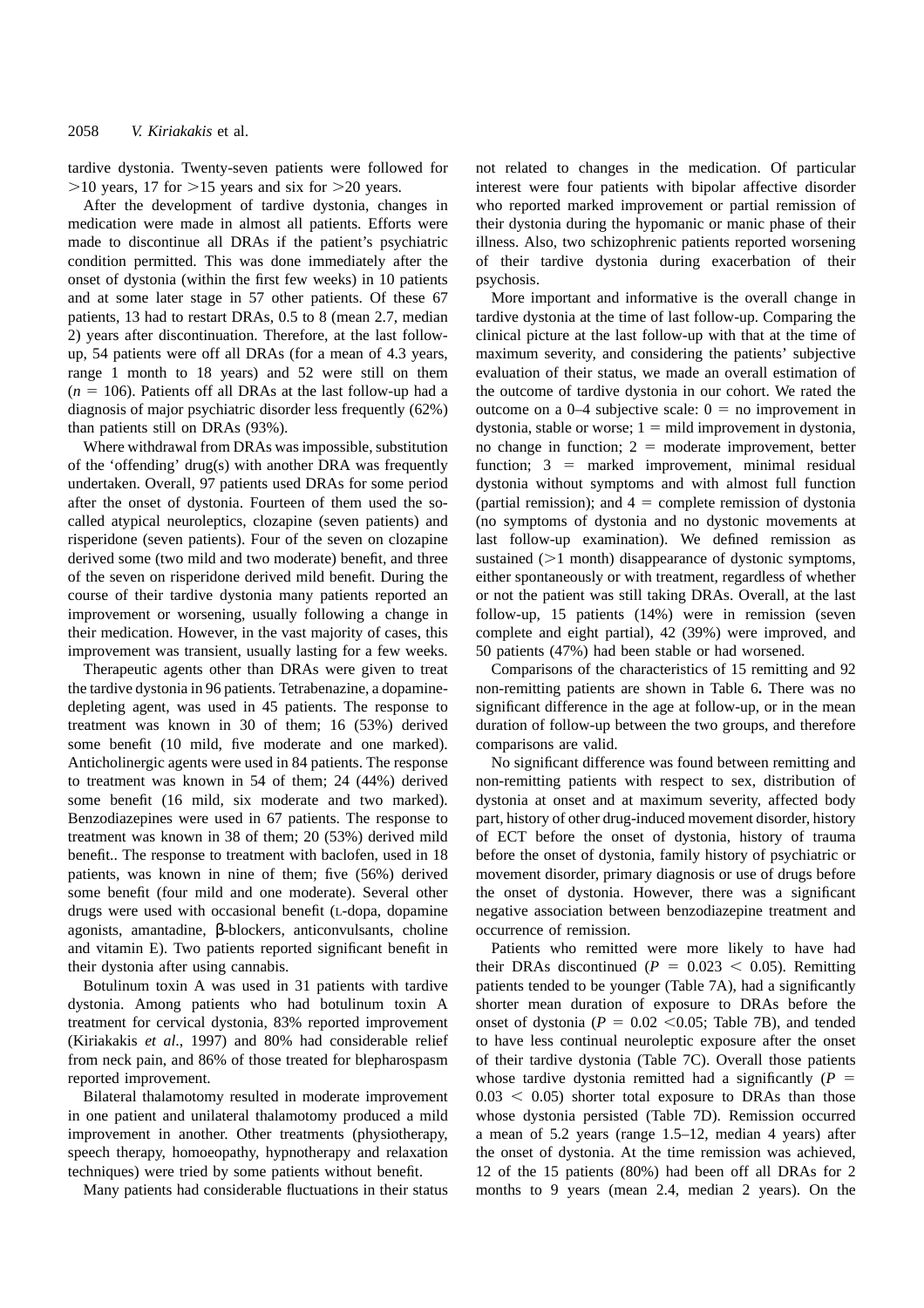tardive dystonia. Twenty-seven patients were followed for >10 years, 17 for >15 years and six for >20 years.

After the development of tardive dystonia, changes in medication were made in almost all patients. Efforts were made to discontinue all DRAs if the patient's psychiatric condition permitted. This was done immediately after the onset of dystonia (within the first few weeks) in 10 patients and at some later stage in 57 other patients. Of these 67 patients, 13 had to restart DRAs, 0.5 to 8 (mean 2.7, median 2) years after discontinuation. Therefore, at the last follow-up, 54 patients were off all DRAs (for a mean of 4.3 years, range 1 month to 18 years) and 52 were still on them ($n = 106$). Patients off all DRAs at the last follow-up had a diagnosis of major psychiatric disorder less frequently (62%) than patients still on DRAs (93%).

Where withdrawal from DRAs was impossible, substitution of the 'offending' drug(s) with another DRA was frequently undertaken. Overall, 97 patients used DRAs for some period after the onset of dystonia. Fourteen of them used the so-called atypical neuroleptics, clozapine (seven patients) and risperidone (seven patients). Four of the seven on clozapine derived some (two mild and two moderate) benefit, and three of the seven on risperidone derived mild benefit. During the course of their tardive dystonia many patients reported an improvement or worsening, usually following a change in their medication. However, in the vast majority of cases, this improvement was transient, usually lasting for a few weeks.

Therapeutic agents other than DRAs were given to treat the tardive dystonia in 96 patients. Tetrabenazine, a dopamine-depleting agent, was used in 45 patients. The response to treatment was known in 30 of them; 16 (53%) derived some benefit (10 mild, five moderate and one marked). Anticholinergic agents were used in 84 patients. The response to treatment was known in 54 of them; 24 (44%) derived some benefit (16 mild, six moderate and two marked). Benzodiazepines were used in 67 patients. The response to treatment was known in 38 of them; 20 (53%) derived mild benefit.. The response to treatment with baclofen, used in 18 patients, was known in nine of them; five (56%) derived some benefit (four mild and one moderate). Several other drugs were used with occasional benefit (L-dopa, dopamine agonists, amantadine, β-blockers, anticonvulsants, choline and vitamin E). Two patients reported significant benefit in their dystonia after using cannabis.

Botulinum toxin A was used in 31 patients with tardive dystonia. Among patients who had botulinum toxin A treatment for cervical dystonia, 83% reported improvement (Kiriakakis *et al.*, 1997) and 80% had considerable relief from neck pain, and 86% of those treated for blepharospasm reported improvement.

Bilateral thalamotomy resulted in moderate improvement in one patient and unilateral thalamotomy produced a mild improvement in another. Other treatments (physiotherapy, speech therapy, homoeopathy, hypnotherapy and relaxation techniques) were tried by some patients without benefit.

Many patients had considerable fluctuations in their status not related to changes in the medication. Of particular interest were four patients with bipolar affective disorder who reported marked improvement or partial remission of their dystonia during the hypomanic or manic phase of their illness. Also, two schizophrenic patients reported worsening of their tardive dystonia during exacerbation of their psychosis.

More important and informative is the overall change in tardive dystonia at the time of last follow-up. Comparing the clinical picture at the last follow-up with that at the time of maximum severity, and considering the patients' subjective evaluation of their status, we made an overall estimation of the outcome of tardive dystonia in our cohort. We rated the outcome on a 0–4 subjective scale: 0 = no improvement in dystonia, stable or worse; 1 = mild improvement in dystonia, no change in function; 2 = moderate improvement, better function; 3 = marked improvement, minimal residual dystonia without symptoms and with almost full function (partial remission); and 4 = complete remission of dystonia (no symptoms of dystonia and no dystonic movements at last follow-up examination). We defined remission as sustained (>1 month) disappearance of dystonic symptoms, either spontaneously or with treatment, regardless of whether or not the patient was still taking DRAs. Overall, at the last follow-up, 15 patients (14%) were in remission (seven complete and eight partial), 42 (39%) were improved, and 50 patients (47%) had been stable or had worsened.

Comparisons of the characteristics of 15 remitting and 92 non-remitting patients are shown in Table 6**.** There was no significant difference in the age at follow-up, or in the mean duration of follow-up between the two groups, and therefore comparisons are valid.

No significant difference was found between remitting and non-remitting patients with respect to sex, distribution of dystonia at onset and at maximum severity, affected body part, history of other drug-induced movement disorder, history of ECT before the onset of dystonia, history of trauma before the onset of dystonia, family history of psychiatric or movement disorder, primary diagnosis or use of drugs before the onset of dystonia. However, there was a significant negative association between benzodiazepine treatment and occurrence of remission.

Patients who remitted were more likely to have had their DRAs discontinued ($P = 0.023 < 0.05$). Remitting patients tended to be younger (Table 7A), had a significantly shorter mean duration of exposure to DRAs before the onset of dystonia ($P = 0.02 < 0.05$; Table 7B), and tended to have less continual neuroleptic exposure after the onset of their tardive dystonia (Table 7C). Overall those patients whose tardive dystonia remitted had a significantly ($P = 0.03 < 0.05$) shorter total exposure to DRAs than those whose dystonia persisted (Table 7D). Remission occurred a mean of 5.2 years (range 1.5–12, median 4 years) after the onset of dystonia. At the time remission was achieved, 12 of the 15 patients (80%) had been off all DRAs for 2 months to 9 years (mean 2.4, median 2 years). On the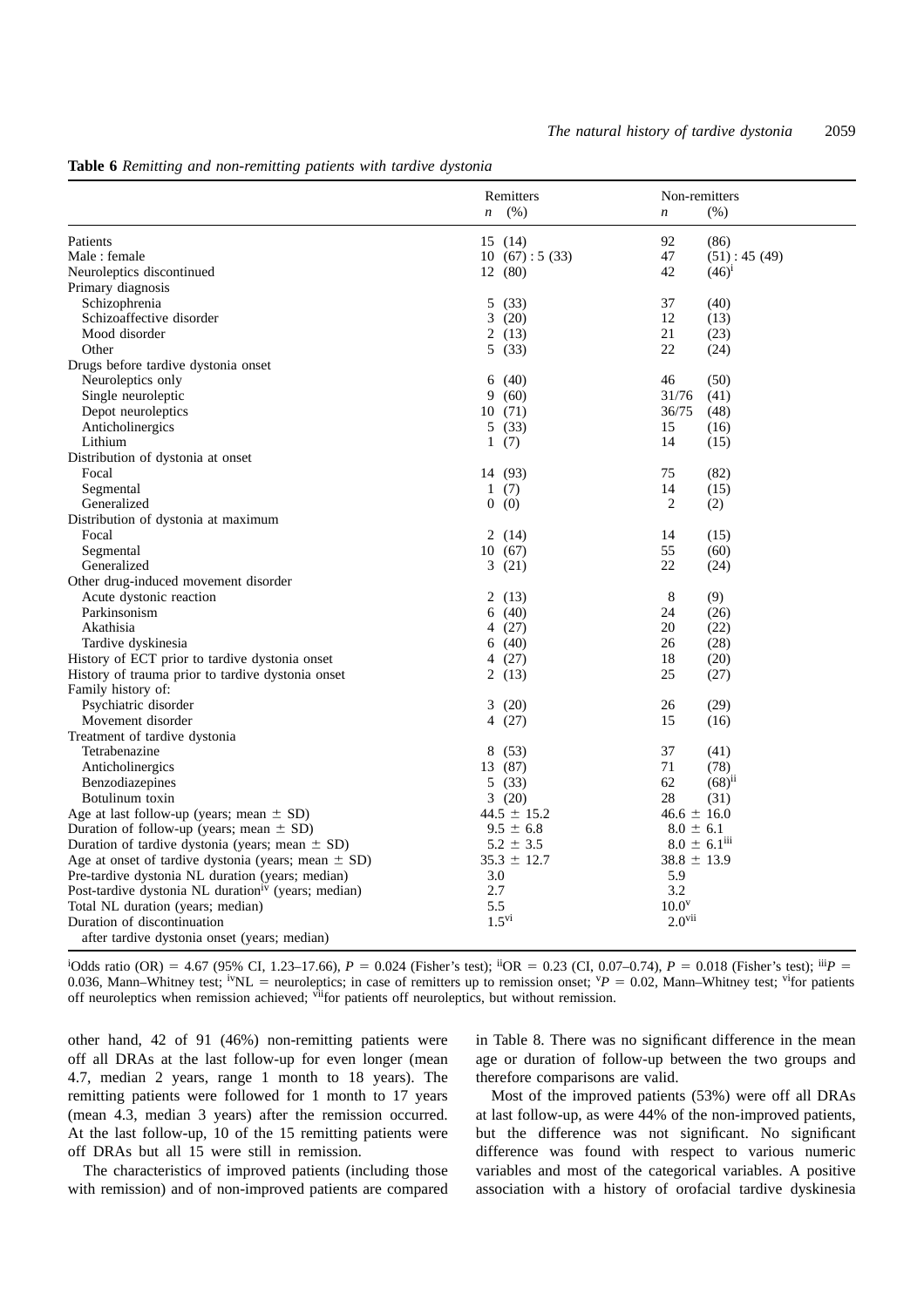**Table 6** *Remitting and non-remitting patients with tardive dystonia*

| | Remitters | | Non-remitters | |
|---|---|---|---|---|
| | *n* | (%) | *n* | (%) |
| Patients | 15 | (14) | 92 | (86) |
| Male : female | 10 | (67) : 5 (33) | 47 | (51) : 45 (49) |
| Neuroleptics discontinued | 12 | (80) | 42 | (46)[i] |
| Primary diagnosis | | | | |
| Schizophrenia | 5 | (33) | 37 | (40) |
| Schizoaffective disorder | 3 | (20) | 12 | (13) |
| Mood disorder | 2 | (13) | 21 | (23) |
| Other | 5 | (33) | 22 | (24) |
| Drugs before tardive dystonia onset | | | | |
| Neuroleptics only | 6 | (40) | 46 | (50) |
| Single neuroleptic | 9 | (60) | 31/76 | (41) |
| Depot neuroleptics | 10 | (71) | 36/75 | (48) |
| Anticholinergics | 5 | (33) | 15 | (16) |
| Lithium | 1 | (7) | 14 | (15) |
| Distribution of dystonia at onset | | | | |
| Focal | 14 | (93) | 75 | (82) |
| Segmental | 1 | (7) | 14 | (15) |
| Generalized | 0 | (0) | 2 | (2) |
| Distribution of dystonia at maximum | | | | |
| Focal | 2 | (14) | 14 | (15) |
| Segmental | 10 | (67) | 55 | (60) |
| Generalized | 3 | (21) | 22 | (24) |
| Other drug-induced movement disorder | | | | |
| Acute dystonic reaction | 2 | (13) | 8 | (9) |
| Parkinsonism | 6 | (40) | 24 | (26) |
| Akathisia | 4 | (27) | 20 | (22) |
| Tardive dyskinesia | 6 | (40) | 26 | (28) |
| History of ECT prior to tardive dystonia onset | 4 | (27) | 18 | (20) |
| History of trauma prior to tardive dystonia onset | 2 | (13) | 25 | (27) |
| Family history of: | | | | |
| Psychiatric disorder | 3 | (20) | 26 | (29) |
| Movement disorder | 4 | (27) | 15 | (16) |
| Treatment of tardive dystonia | | | | |
| Tetrabenazine | 8 | (53) | 37 | (41) |
| Anticholinergics | 13 | (87) | 71 | (78) |
| Benzodiazepines | 5 | (33) | 62 | (68)[ii] |
| Botulinum toxin | 3 | (20) | 28 | (31) |
| Age at last follow-up (years; mean ± SD) | 44.5 ± 15.2 | | 46.6 ± 16.0 | |
| Duration of follow-up (years; mean ± SD) | 9.5 ± 6.8 | | 8.0 ± 6.1 | |
| Duration of tardive dystonia (years; mean ± SD) | 5.2 ± 3.5 | | 8.0 ± 6.1[iii] | |
| Age at onset of tardive dystonia (years; mean ± SD) | 35.3 ± 12.7 | | 38.8 ± 13.9 | |
| Pre-tardive dystonia NL duration (years; median) | 3.0 | | 5.9 | |
| Post-tardive dystonia NL duration[iv] (years; median) | 2.7 | | 3.2 | |
| Total NL duration (years; median) | 5.5 | | 10.0[v] | |
| Duration of discontinuation after tardive dystonia onset (years; median) | 1.5[vi] | | 2.0[vii] | |

[i]Odds ratio (OR) = 4.67 (95% CI, 1.23–17.66), $P = 0.024$ (Fisher's test); [ii]OR = 0.23 (CI, 0.07–0.74), $P = 0.018$ (Fisher's test); [iii]$P = 0.036$, Mann–Whitney test; [iv]NL = neuroleptics; in case of remitters up to remission onset; [v]$P = 0.02$, Mann–Whitney test; [vi]for patients off neuroleptics when remission achieved; [vii]for patients off neuroleptics, but without remission.

other hand, 42 of 91 (46%) non-remitting patients were off all DRAs at the last follow-up for even longer (mean 4.7, median 2 years, range 1 month to 18 years). The remitting patients were followed for 1 month to 17 years (mean 4.3, median 3 years) after the remission occurred. At the last follow-up, 10 of the 15 remitting patients were off DRAs but all 15 were still in remission.

The characteristics of improved patients (including those with remission) and of non-improved patients are compared in Table 8. There was no significant difference in the mean age or duration of follow-up between the two groups and therefore comparisons are valid.

Most of the improved patients (53%) were off all DRAs at last follow-up, as were 44% of the non-improved patients, but the difference was not significant. No significant difference was found with respect to various numeric variables and most of the categorical variables. A positive association with a history of orofacial tardive dyskinesia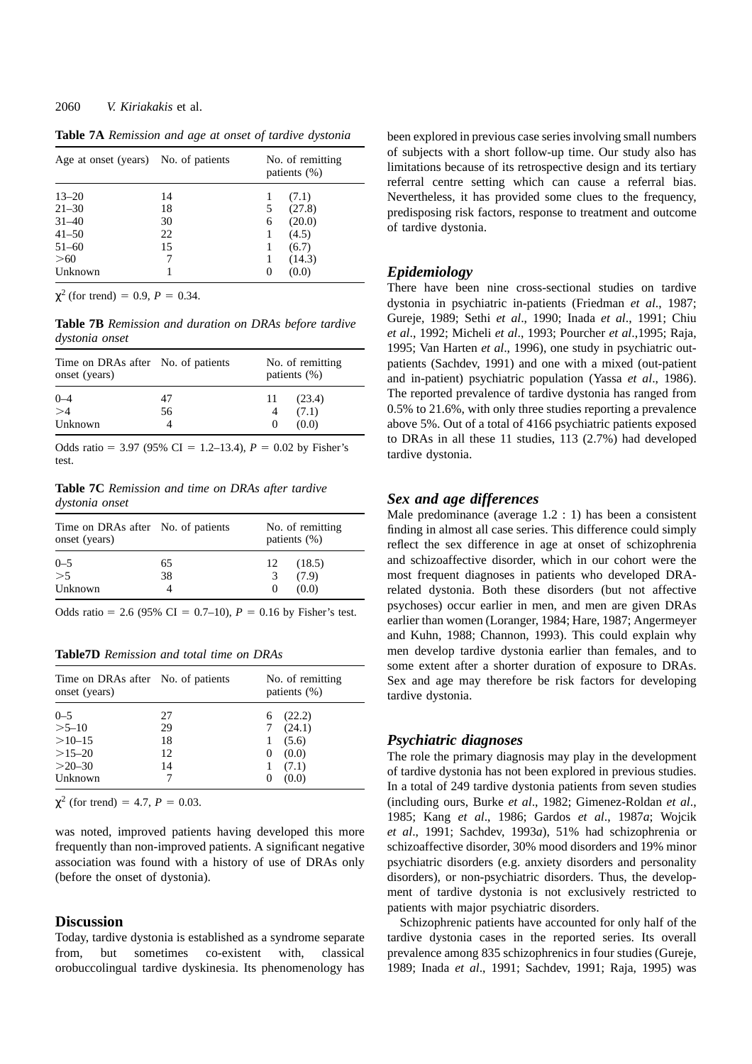**Table 7A** *Remission and age at onset of tardive dystonia*

| Age at onset (years) | No. of patients | No. of remitting patients (%) |
|---|---|---|
| 13–20 | 14 | 1 (7.1) |
| 21–30 | 18 | 5 (27.8) |
| 31–40 | 30 | 6 (20.0) |
| 41–50 | 22 | 1 (4.5) |
| 51–60 | 15 | 1 (6.7) |
| >60 | 7 | 1 (14.3) |
| Unknown | 1 | 0 (0.0) |

$\chi^2$ (for trend) = 0.9, $P$ = 0.34.

**Table 7B** *Remission and duration on DRAs before tardive dystonia onset*

| Time on DRAs after onset (years) | No. of patients | No. of remitting patients (%) |
|---|---|---|
| 0–4 | 47 | 11 (23.4) |
| >4 | 56 | 4 (7.1) |
| Unknown | 4 | 0 (0.0) |

Odds ratio = 3.97 (95% CI = 1.2–13.4), $P$ = 0.02 by Fisher's test.

**Table 7C** *Remission and time on DRAs after tardive dystonia onset*

| Time on DRAs after onset (years) | No. of patients | No. of remitting patients (%) |
|---|---|---|
| 0–5 | 65 | 12 (18.5) |
| >5 | 38 | 3 (7.9) |
| Unknown | 4 | 0 (0.0) |

Odds ratio = 2.6 (95% CI = 0.7–10), $P$ = 0.16 by Fisher's test.

**Table7D** *Remission and total time on DRAs*

| Time on DRAs after onset (years) | No. of patients | No. of remitting patients (%) |
|---|---|---|
| 0–5 | 27 | 6 (22.2) |
| >5–10 | 29 | 7 (24.1) |
| >10–15 | 18 | 1 (5.6) |
| >15–20 | 12 | 0 (0.0) |
| >20–30 | 14 | 1 (7.1) |
| Unknown | 7 | 0 (0.0) |

$\chi^2$ (for trend) = 4.7, $P$ = 0.03.

was noted, improved patients having developed this more frequently than non-improved patients. A significant negative association was found with a history of use of DRAs only (before the onset of dystonia).

## Discussion

Today, tardive dystonia is established as a syndrome separate from, but sometimes co-existent with, classical orobuccolingual tardive dyskinesia. Its phenomenology has been explored in previous case series involving small numbers of subjects with a short follow-up time. Our study also has limitations because of its retrospective design and its tertiary referral centre setting which can cause a referral bias. Nevertheless, it has provided some clues to the frequency, predisposing risk factors, response to treatment and outcome of tardive dystonia.

### *Epidemiology*

There have been nine cross-sectional studies on tardive dystonia in psychiatric in-patients (Friedman *et al*., 1987; Gureje, 1989; Sethi *et al*., 1990; Inada *et al*., 1991; Chiu *et al*., 1992; Micheli *et al*., 1993; Pourcher *et al*.,1995; Raja, 1995; Van Harten *et al*., 1996), one study in psychiatric out-patients (Sachdev, 1991) and one with a mixed (out-patient and in-patient) psychiatric population (Yassa *et al*., 1986). The reported prevalence of tardive dystonia has ranged from 0.5% to 21.6%, with only three studies reporting a prevalence above 5%. Out of a total of 4166 psychiatric patients exposed to DRAs in all these 11 studies, 113 (2.7%) had developed tardive dystonia.

### *Sex and age differences*

Male predominance (average 1.2 : 1) has been a consistent finding in almost all case series. This difference could simply reflect the sex difference in age at onset of schizophrenia and schizoaffective disorder, which in our cohort were the most frequent diagnoses in patients who developed DRA-related dystonia. Both these disorders (but not affective psychoses) occur earlier in men, and men are given DRAs earlier than women (Loranger, 1984; Hare, 1987; Angermeyer and Kuhn, 1988; Channon, 1993). This could explain why men develop tardive dystonia earlier than females, and to some extent after a shorter duration of exposure to DRAs. Sex and age may therefore be risk factors for developing tardive dystonia.

### *Psychiatric diagnoses*

The role the primary diagnosis may play in the development of tardive dystonia has not been explored in previous studies. In a total of 249 tardive dystonia patients from seven studies (including ours, Burke *et al*., 1982; Gimenez-Roldan *et al*., 1985; Kang *et al*., 1986; Gardos *et al*., 1987*a*; Wojcik *et al*., 1991; Sachdev, 1993*a*), 51% had schizophrenia or schizoaffective disorder, 30% mood disorders and 19% minor psychiatric disorders (e.g. anxiety disorders and personality disorders), or non-psychiatric disorders. Thus, the development of tardive dystonia is not exclusively restricted to patients with major psychiatric disorders.

Schizophrenic patients have accounted for only half of the tardive dystonia cases in the reported series. Its overall prevalence among 835 schizophrenics in four studies (Gureje, 1989; Inada *et al*., 1991; Sachdev, 1991; Raja, 1995) was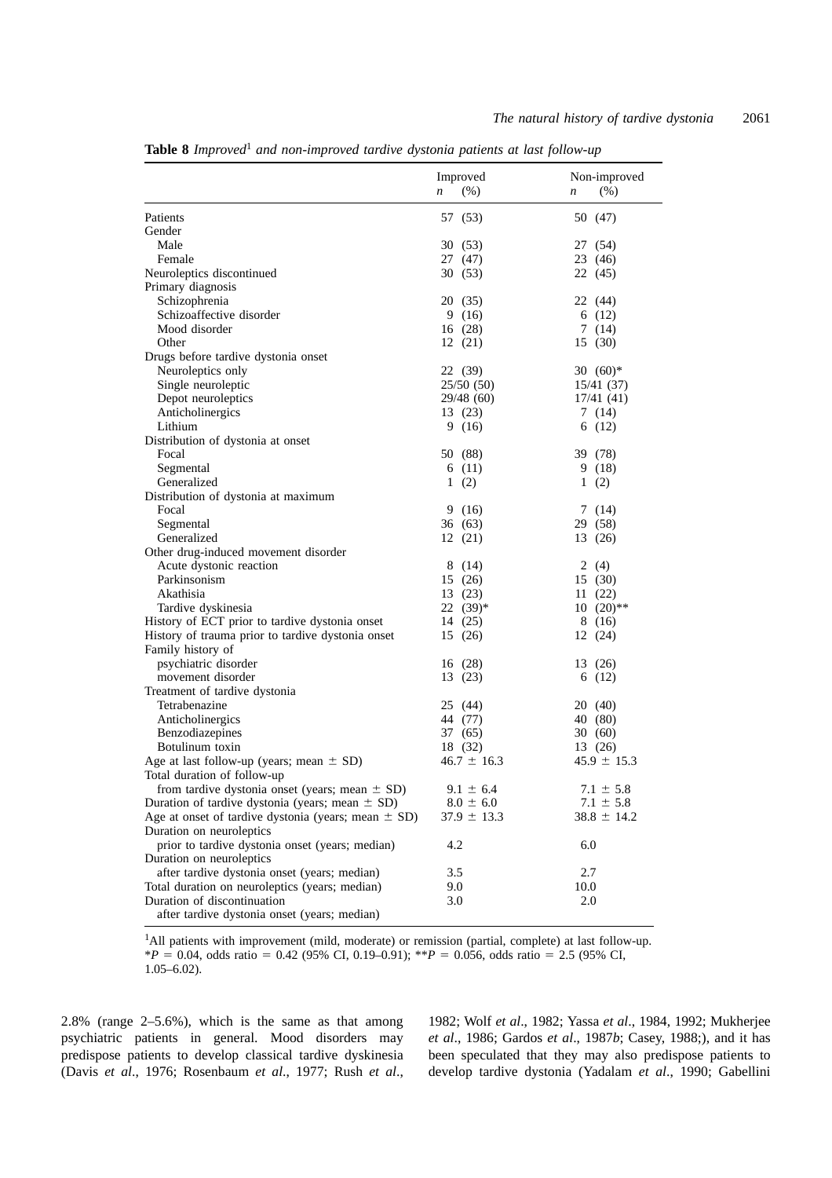**Table 8** *Improved*[1] *and non-improved tardive dystonia patients at last follow-up*

| | Improved | | Non-improved | |
|---|---|---|---|---|
| | *n* | (%) | *n* | (%) |
| Patients | 57 | (53) | 50 | (47) |
| Gender | | | | |
| Male | 30 | (53) | 27 | (54) |
| Female | 27 | (47) | 23 | (46) |
| Neuroleptics discontinued | 30 | (53) | 22 | (45) |
| Primary diagnosis | | | | |
| Schizophrenia | 20 | (35) | 22 | (44) |
| Schizoaffective disorder | 9 | (16) | 6 | (12) |
| Mood disorder | 16 | (28) | 7 | (14) |
| Other | 12 | (21) | 15 | (30) |
| Drugs before tardive dystonia onset | | | | |
| Neuroleptics only | 22 | (39) | 30 | (60)* |
| Single neuroleptic | 25/50 | (50) | 15/41 | (37) |
| Depot neuroleptics | 29/48 | (60) | 17/41 | (41) |
| Anticholinergics | 13 | (23) | 7 | (14) |
| Lithium | 9 | (16) | 6 | (12) |
| Distribution of dystonia at onset | | | | |
| Focal | 50 | (88) | 39 | (78) |
| Segmental | 6 | (11) | 9 | (18) |
| Generalized | 1 | (2) | 1 | (2) |
| Distribution of dystonia at maximum | | | | |
| Focal | 9 | (16) | 7 | (14) |
| Segmental | 36 | (63) | 29 | (58) |
| Generalized | 12 | (21) | 13 | (26) |
| Other drug-induced movement disorder | | | | |
| Acute dystonic reaction | 8 | (14) | 2 | (4) |
| Parkinsonism | 15 | (26) | 15 | (30) |
| Akathisia | 13 | (23) | 11 | (22) |
| Tardive dyskinesia | 22 | (39)* | 10 | (20)** |
| History of ECT prior to tardive dystonia onset | 14 | (25) | 8 | (16) |
| History of trauma prior to tardive dystonia onset | 15 | (26) | 12 | (24) |
| Family history of | | | | |
| psychiatric disorder | 16 | (28) | 13 | (26) |
| movement disorder | 13 | (23) | 6 | (12) |
| Treatment of tardive dystonia | | | | |
| Tetrabenazine | 25 | (44) | 20 | (40) |
| Anticholinergics | 44 | (77) | 40 | (80) |
| Benzodiazepines | 37 | (65) | 30 | (60) |
| Botulinum toxin | 18 | (32) | 13 | (26) |
| Age at last follow-up (years; mean ± SD) | 46.7 ± 16.3 | | 45.9 ± 15.3 | |
| Total duration of follow-up | | | | |
| from tardive dystonia onset (years; mean ± SD) | 9.1 ± 6.4 | | 7.1 ± 5.8 | |
| Duration of tardive dystonia (years; mean ± SD) | 8.0 ± 6.0 | | 7.1 ± 5.8 | |
| Age at onset of tardive dystonia (years; mean ± SD) | 37.9 ± 13.3 | | 38.8 ± 14.2 | |
| Duration on neuroleptics | | | | |
| prior to tardive dystonia onset (years; median) | 4.2 | | 6.0 | |
| Duration on neuroleptics | | | | |
| after tardive dystonia onset (years; median) | 3.5 | | 2.7 | |
| Total duration on neuroleptics (years; median) | 9.0 | | 10.0 | |
| Duration of discontinuation after tardive dystonia onset (years; median) | 3.0 | | 2.0 | |

[1]All patients with improvement (mild, moderate) or remission (partial, complete) at last follow-up.
$*P = 0.04$, odds ratio = 0.42 (95% CI, 0.19–0.91); $**P = 0.056$, odds ratio = 2.5 (95% CI, 1.05–6.02).

2.8% (range 2–5.6%), which is the same as that among psychiatric patients in general. Mood disorders may predispose patients to develop classical tardive dyskinesia (Davis *et al*., 1976; Rosenbaum *et al*., 1977; Rush *et al*., 1982; Wolf *et al*., 1982; Yassa *et al*., 1984, 1992; Mukherjee *et al*., 1986; Gardos *et al*., 1987*b*; Casey, 1988;), and it has been speculated that they may also predispose patients to develop tardive dystonia (Yadalam *et al*., 1990; Gabellini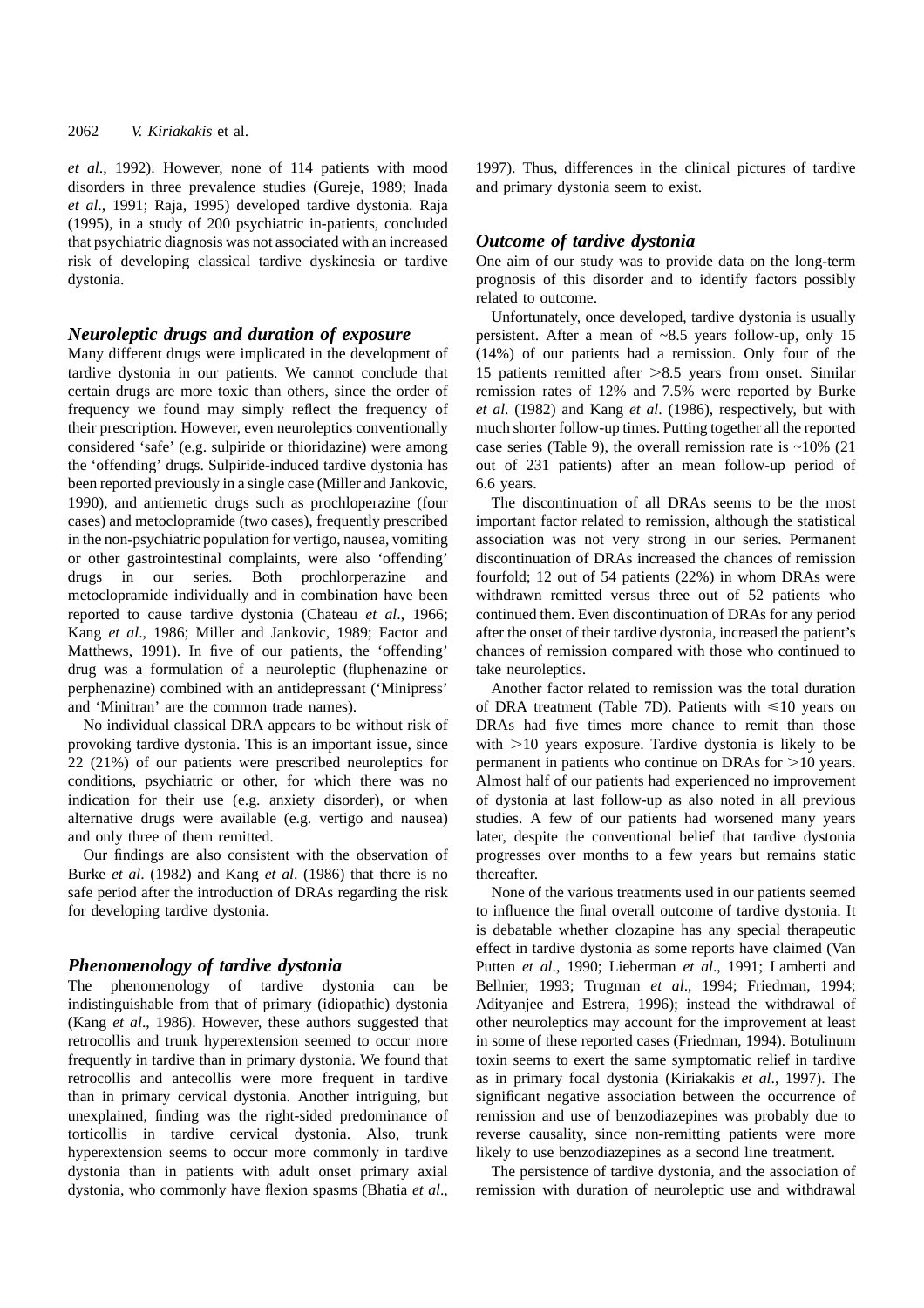*et al*., 1992). However, none of 114 patients with mood disorders in three prevalence studies (Gureje, 1989; Inada *et al*., 1991; Raja, 1995) developed tardive dystonia. Raja (1995), in a study of 200 psychiatric in-patients, concluded that psychiatric diagnosis was not associated with an increased risk of developing classical tardive dyskinesia or tardive dystonia.

## *Neuroleptic drugs and duration of exposure*

Many different drugs were implicated in the development of tardive dystonia in our patients. We cannot conclude that certain drugs are more toxic than others, since the order of frequency we found may simply reflect the frequency of their prescription. However, even neuroleptics conventionally considered 'safe' (e.g. sulpiride or thioridazine) were among the 'offending' drugs. Sulpiride-induced tardive dystonia has been reported previously in a single case (Miller and Jankovic, 1990), and antiemetic drugs such as prochloperazine (four cases) and metoclopramide (two cases), frequently prescribed in the non-psychiatric population for vertigo, nausea, vomiting or other gastrointestinal complaints, were also 'offending' drugs in our series. Both prochlorperazine and metoclopramide individually and in combination have been reported to cause tardive dystonia (Chateau *et al*., 1966; Kang *et al*., 1986; Miller and Jankovic, 1989; Factor and Matthews, 1991). In five of our patients, the 'offending' drug was a formulation of a neuroleptic (fluphenazine or perphenazine) combined with an antidepressant ('Minipress' and 'Minitran' are the common trade names).

No individual classical DRA appears to be without risk of provoking tardive dystonia. This is an important issue, since 22 (21%) of our patients were prescribed neuroleptics for conditions, psychiatric or other, for which there was no indication for their use (e.g. anxiety disorder), or when alternative drugs were available (e.g. vertigo and nausea) and only three of them remitted.

Our findings are also consistent with the observation of Burke *et al*. (1982) and Kang *et al*. (1986) that there is no safe period after the introduction of DRAs regarding the risk for developing tardive dystonia.

## *Phenomenology of tardive dystonia*

The phenomenology of tardive dystonia can be indistinguishable from that of primary (idiopathic) dystonia (Kang *et al*., 1986). However, these authors suggested that retrocollis and trunk hyperextension seemed to occur more frequently in tardive than in primary dystonia. We found that retrocollis and antecollis were more frequent in tardive than in primary cervical dystonia. Another intriguing, but unexplained, finding was the right-sided predominance of torticollis in tardive cervical dystonia. Also, trunk hyperextension seems to occur more commonly in tardive dystonia than in patients with adult onset primary axial dystonia, who commonly have flexion spasms (Bhatia *et al*., 1997). Thus, differences in the clinical pictures of tardive and primary dystonia seem to exist.

## *Outcome of tardive dystonia*

One aim of our study was to provide data on the long-term prognosis of this disorder and to identify factors possibly related to outcome.

Unfortunately, once developed, tardive dystonia is usually persistent. After a mean of ~8.5 years follow-up, only 15 (14%) of our patients had a remission. Only four of the 15 patients remitted after >8.5 years from onset. Similar remission rates of 12% and 7.5% were reported by Burke *et al*. (1982) and Kang *et al*. (1986), respectively, but with much shorter follow-up times. Putting together all the reported case series (Table 9), the overall remission rate is ~10% (21 out of 231 patients) after an mean follow-up period of 6.6 years.

The discontinuation of all DRAs seems to be the most important factor related to remission, although the statistical association was not very strong in our series. Permanent discontinuation of DRAs increased the chances of remission fourfold; 12 out of 54 patients (22%) in whom DRAs were withdrawn remitted versus three out of 52 patients who continued them. Even discontinuation of DRAs for any period after the onset of their tardive dystonia, increased the patient's chances of remission compared with those who continued to take neuroleptics.

Another factor related to remission was the total duration of DRA treatment (Table 7D). Patients with ⩽10 years on DRAs had five times more chance to remit than those with >10 years exposure. Tardive dystonia is likely to be permanent in patients who continue on DRAs for >10 years. Almost half of our patients had experienced no improvement of dystonia at last follow-up as also noted in all previous studies. A few of our patients had worsened many years later, despite the conventional belief that tardive dystonia progresses over months to a few years but remains static thereafter.

None of the various treatments used in our patients seemed to influence the final overall outcome of tardive dystonia. It is debatable whether clozapine has any special therapeutic effect in tardive dystonia as some reports have claimed (Van Putten *et al*., 1990; Lieberman *et al*., 1991; Lamberti and Bellnier, 1993; Trugman *et al*., 1994; Friedman, 1994; Adityanjee and Estrera, 1996); instead the withdrawal of other neuroleptics may account for the improvement at least in some of these reported cases (Friedman, 1994). Botulinum toxin seems to exert the same symptomatic relief in tardive as in primary focal dystonia (Kiriakakis *et al*., 1997). The significant negative association between the occurrence of remission and use of benzodiazepines was probably due to reverse causality, since non-remitting patients were more likely to use benzodiazepines as a second line treatment.

The persistence of tardive dystonia, and the association of remission with duration of neuroleptic use and withdrawal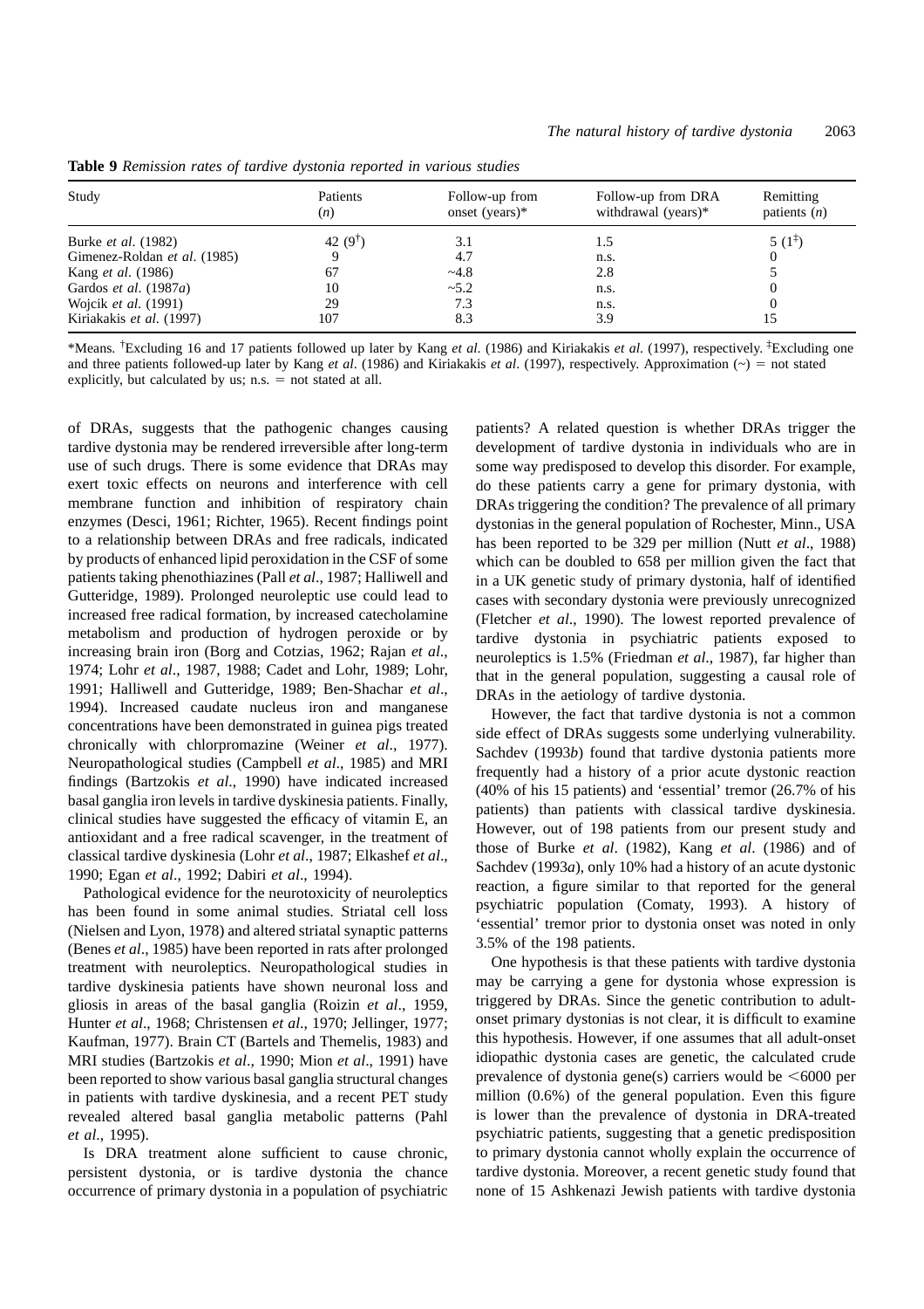**Table 9** *Remission rates of tardive dystonia reported in various studies*

| Study | Patients (*n*) | Follow-up from onset (years)* | Follow-up from DRA withdrawal (years)* | Remitting patients (*n*) |
|---|---|---|---|---|
| Burke *et al*. (1982) | 42 (9[†]) | 3.1 | 1.5 | 5 (1[‡]) |
| Gimenez-Roldan *et al*. (1985) | 9 | 4.7 | n.s. | 0 |
| Kang *et al*. (1986) | 67 | ~4.8 | 2.8 | 5 |
| Gardos *et al*. (1987*a*) | 10 | ~5.2 | n.s. | 0 |
| Wojcik *et al*. (1991) | 29 | 7.3 | n.s. | 0 |
| Kiriakakis *et al*. (1997) | 107 | 8.3 | 3.9 | 15 |

*Means. [†]Excluding 16 and 17 patients followed up later by Kang *et al*. (1986) and Kiriakakis *et al*. (1997), respectively. [‡]Excluding one and three patients followed-up later by Kang *et al*. (1986) and Kiriakakis *et al*. (1997), respectively. Approximation (~) = not stated explicitly, but calculated by us; n.s. = not stated at all.

of DRAs, suggests that the pathogenic changes causing tardive dystonia may be rendered irreversible after long-term use of such drugs. There is some evidence that DRAs may exert toxic effects on neurons and interference with cell membrane function and inhibition of respiratory chain enzymes (Desci, 1961; Richter, 1965). Recent findings point to a relationship between DRAs and free radicals, indicated by products of enhanced lipid peroxidation in the CSF of some patients taking phenothiazines (Pall *et al*., 1987; Halliwell and Gutteridge, 1989). Prolonged neuroleptic use could lead to increased free radical formation, by increased catecholamine metabolism and production of hydrogen peroxide or by increasing brain iron (Borg and Cotzias, 1962; Rajan *et al*., 1974; Lohr *et al*., 1987, 1988; Cadet and Lohr, 1989; Lohr, 1991; Halliwell and Gutteridge, 1989; Ben-Shachar *et al*., 1994). Increased caudate nucleus iron and manganese concentrations have been demonstrated in guinea pigs treated chronically with chlorpromazine (Weiner *et al*., 1977). Neuropathological studies (Campbell *et al*., 1985) and MRI findings (Bartzokis *et al*., 1990) have indicated increased basal ganglia iron levels in tardive dyskinesia patients. Finally, clinical studies have suggested the efficacy of vitamin E, an antioxidant and a free radical scavenger, in the treatment of classical tardive dyskinesia (Lohr *et al*., 1987; Elkashef *et al*., 1990; Egan *et al*., 1992; Dabiri *et al*., 1994).

Pathological evidence for the neurotoxicity of neuroleptics has been found in some animal studies. Striatal cell loss (Nielsen and Lyon, 1978) and altered striatal synaptic patterns (Benes *et al*., 1985) have been reported in rats after prolonged treatment with neuroleptics. Neuropathological studies in tardive dyskinesia patients have shown neuronal loss and gliosis in areas of the basal ganglia (Roizin *et al*., 1959, Hunter *et al*., 1968; Christensen *et al*., 1970; Jellinger, 1977; Kaufman, 1977). Brain CT (Bartels and Themelis, 1983) and MRI studies (Bartzokis *et al*., 1990; Mion *et al*., 1991) have been reported to show various basal ganglia structural changes in patients with tardive dyskinesia, and a recent PET study revealed altered basal ganglia metabolic patterns (Pahl *et al*., 1995).

Is DRA treatment alone sufficient to cause chronic, persistent dystonia, or is tardive dystonia the chance occurrence of primary dystonia in a population of psychiatric patients? A related question is whether DRAs trigger the development of tardive dystonia in individuals who are in some way predisposed to develop this disorder. For example, do these patients carry a gene for primary dystonia, with DRAs triggering the condition? The prevalence of all primary dystonias in the general population of Rochester, Minn., USA has been reported to be 329 per million (Nutt *et al*., 1988) which can be doubled to 658 per million given the fact that in a UK genetic study of primary dystonia, half of identified cases with secondary dystonia were previously unrecognized (Fletcher *et al*., 1990). The lowest reported prevalence of tardive dystonia in psychiatric patients exposed to neuroleptics is 1.5% (Friedman *et al*., 1987), far higher than that in the general population, suggesting a causal role of DRAs in the aetiology of tardive dystonia.

However, the fact that tardive dystonia is not a common side effect of DRAs suggests some underlying vulnerability. Sachdev (1993*b*) found that tardive dystonia patients more frequently had a history of a prior acute dystonic reaction (40% of his 15 patients) and 'essential' tremor (26.7% of his patients) than patients with classical tardive dyskinesia. However, out of 198 patients from our present study and those of Burke *et al*. (1982), Kang *et al*. (1986) and of Sachdev (1993*a*), only 10% had a history of an acute dystonic reaction, a figure similar to that reported for the general psychiatric population (Comaty, 1993). A history of 'essential' tremor prior to dystonia onset was noted in only 3.5% of the 198 patients.

One hypothesis is that these patients with tardive dystonia may be carrying a gene for dystonia whose expression is triggered by DRAs. Since the genetic contribution to adult-onset primary dystonias is not clear, it is difficult to examine this hypothesis. However, if one assumes that all adult-onset idiopathic dystonia cases are genetic, the calculated crude prevalence of dystonia gene(s) carriers would be <6000 per million (0.6%) of the general population. Even this figure is lower than the prevalence of dystonia in DRA-treated psychiatric patients, suggesting that a genetic predisposition to primary dystonia cannot wholly explain the occurrence of tardive dystonia. Moreover, a recent genetic study found that none of 15 Ashkenazi Jewish patients with tardive dystonia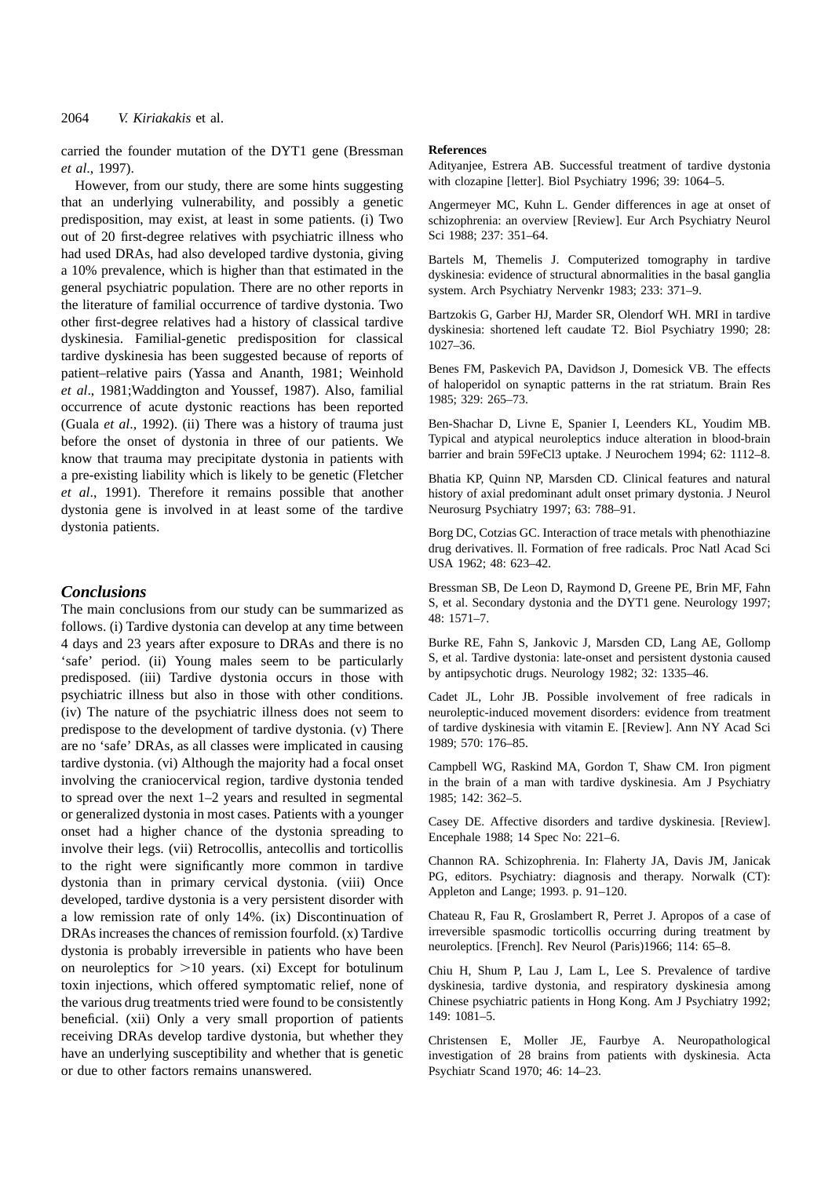carried the founder mutation of the DYT1 gene (Bressman *et al.*, 1997).

However, from our study, there are some hints suggesting that an underlying vulnerability, and possibly a genetic predisposition, may exist, at least in some patients. (i) Two out of 20 first-degree relatives with psychiatric illness who had used DRAs, had also developed tardive dystonia, giving a 10% prevalence, which is higher than that estimated in the general psychiatric population. There are no other reports in the literature of familial occurrence of tardive dystonia. Two other first-degree relatives had a history of classical tardive dyskinesia. Familial-genetic predisposition for classical tardive dyskinesia has been suggested because of reports of patient–relative pairs (Yassa and Ananth, 1981; Weinhold *et al.*, 1981;Waddington and Youssef, 1987). Also, familial occurrence of acute dystonic reactions has been reported (Guala *et al.*, 1992). (ii) There was a history of trauma just before the onset of dystonia in three of our patients. We know that trauma may precipitate dystonia in patients with a pre-existing liability which is likely to be genetic (Fletcher *et al.*, 1991). Therefore it remains possible that another dystonia gene is involved in at least some of the tardive dystonia patients.

## Conclusions

The main conclusions from our study can be summarized as follows. (i) Tardive dystonia can develop at any time between 4 days and 23 years after exposure to DRAs and there is no 'safe' period. (ii) Young males seem to be particularly predisposed. (iii) Tardive dystonia occurs in those with psychiatric illness but also in those with other conditions. (iv) The nature of the psychiatric illness does not seem to predispose to the development of tardive dystonia. (v) There are no 'safe' DRAs, as all classes were implicated in causing tardive dystonia. (vi) Although the majority had a focal onset involving the craniocervical region, tardive dystonia tended to spread over the next 1–2 years and resulted in segmental or generalized dystonia in most cases. Patients with a younger onset had a higher chance of the dystonia spreading to involve their legs. (vii) Retrocollis, antecollis and torticollis to the right were significantly more common in tardive dystonia than in primary cervical dystonia. (viii) Once developed, tardive dystonia is a very persistent disorder with a low remission rate of only 14%. (ix) Discontinuation of DRAs increases the chances of remission fourfold. (x) Tardive dystonia is probably irreversible in patients who have been on neuroleptics for >10 years. (xi) Except for botulinum toxin injections, which offered symptomatic relief, none of the various drug treatments tried were found to be consistently beneficial. (xii) Only a very small proportion of patients receiving DRAs develop tardive dystonia, but whether they have an underlying susceptibility and whether that is genetic or due to other factors remains unanswered.

**References**

Adityanjee, Estrera AB. Successful treatment of tardive dystonia with clozapine [letter]. Biol Psychiatry 1996; 39: 1064–5.

Angermeyer MC, Kuhn L. Gender differences in age at onset of schizophrenia: an overview [Review]. Eur Arch Psychiatry Neurol Sci 1988; 237: 351–64.

Bartels M, Themelis J. Computerized tomography in tardive dyskinesia: evidence of structural abnormalities in the basal ganglia system. Arch Psychiatry Nervenkr 1983; 233: 371–9.

Bartzokis G, Garber HJ, Marder SR, Olendorf WH. MRI in tardive dyskinesia: shortened left caudate T2. Biol Psychiatry 1990; 28: 1027–36.

Benes FM, Paskevich PA, Davidson J, Domesick VB. The effects of haloperidol on synaptic patterns in the rat striatum. Brain Res 1985; 329: 265–73.

Ben-Shachar D, Livne E, Spanier I, Leenders KL, Youdim MB. Typical and atypical neuroleptics induce alteration in blood-brain barrier and brain 59FeCl3 uptake. J Neurochem 1994; 62: 1112–8.

Bhatia KP, Quinn NP, Marsden CD. Clinical features and natural history of axial predominant adult onset primary dystonia. J Neurol Neurosurg Psychiatry 1997; 63: 788–91.

Borg DC, Cotzias GC. Interaction of trace metals with phenothiazine drug derivatives. ll. Formation of free radicals. Proc Natl Acad Sci USA 1962; 48: 623–42.

Bressman SB, De Leon D, Raymond D, Greene PE, Brin MF, Fahn S, et al. Secondary dystonia and the DYT1 gene. Neurology 1997; 48: 1571–7.

Burke RE, Fahn S, Jankovic J, Marsden CD, Lang AE, Gollomp S, et al. Tardive dystonia: late-onset and persistent dystonia caused by antipsychotic drugs. Neurology 1982; 32: 1335–46.

Cadet JL, Lohr JB. Possible involvement of free radicals in neuroleptic-induced movement disorders: evidence from treatment of tardive dyskinesia with vitamin E. [Review]. Ann NY Acad Sci 1989; 570: 176–85.

Campbell WG, Raskind MA, Gordon T, Shaw CM. Iron pigment in the brain of a man with tardive dyskinesia. Am J Psychiatry 1985; 142: 362–5.

Casey DE. Affective disorders and tardive dyskinesia. [Review]. Encephale 1988; 14 Spec No: 221–6.

Channon RA. Schizophrenia. In: Flaherty JA, Davis JM, Janicak PG, editors. Psychiatry: diagnosis and therapy. Norwalk (CT): Appleton and Lange; 1993. p. 91–120.

Chateau R, Fau R, Groslambert R, Perret J. Apropos of a case of irreversible spasmodic torticollis occurring during treatment by neuroleptics. [French]. Rev Neurol (Paris)1966; 114: 65–8.

Chiu H, Shum P, Lau J, Lam L, Lee S. Prevalence of tardive dyskinesia, tardive dystonia, and respiratory dyskinesia among Chinese psychiatric patients in Hong Kong. Am J Psychiatry 1992; 149: 1081–5.

Christensen E, Moller JE, Faurbye A. Neuropathological investigation of 28 brains from patients with dyskinesia. Acta Psychiatr Scand 1970; 46: 14–23.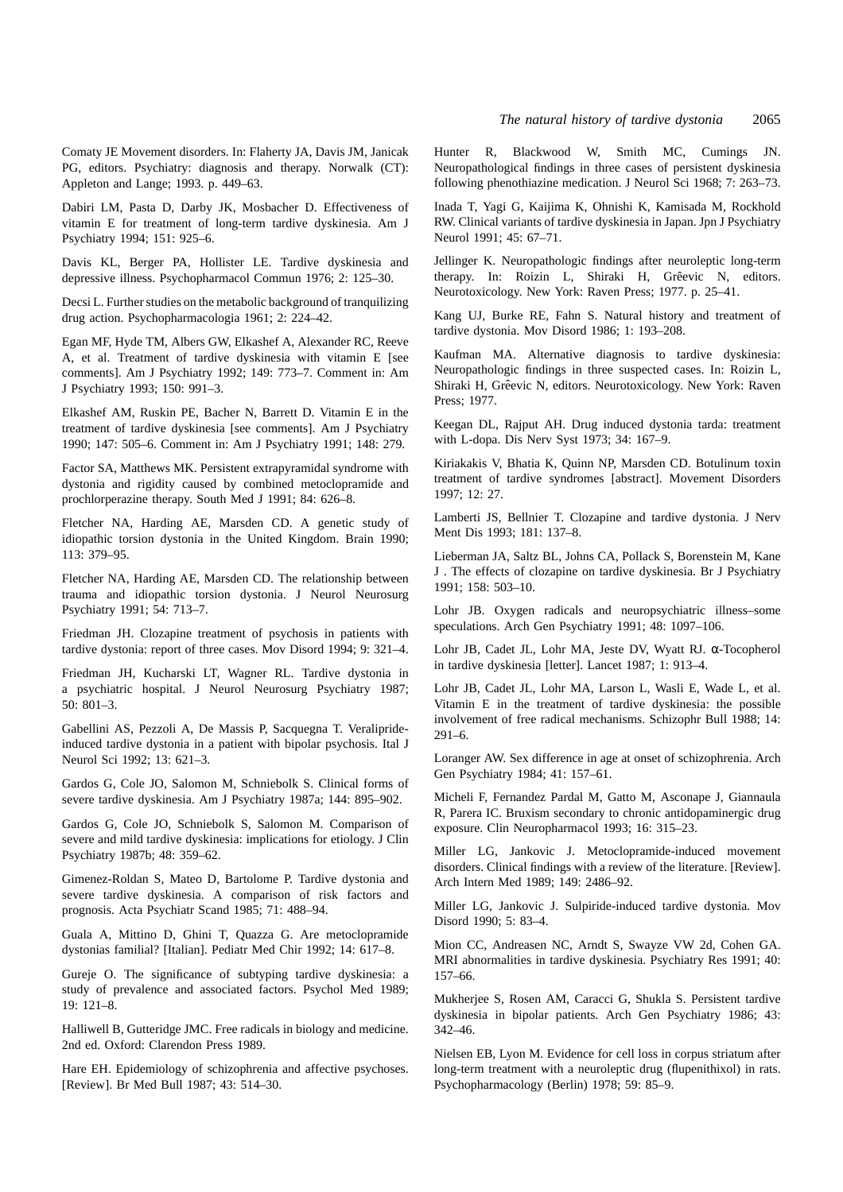Comaty JE Movement disorders. In: Flaherty JA, Davis JM, Janicak PG, editors. Psychiatry: diagnosis and therapy. Norwalk (CT): Appleton and Lange; 1993. p. 449–63.

Dabiri LM, Pasta D, Darby JK, Mosbacher D. Effectiveness of vitamin E for treatment of long-term tardive dyskinesia. Am J Psychiatry 1994; 151: 925–6.

Davis KL, Berger PA, Hollister LE. Tardive dyskinesia and depressive illness. Psychopharmacol Commun 1976; 2: 125–30.

Decsi L. Further studies on the metabolic background of tranquilizing drug action. Psychopharmacologia 1961; 2: 224–42.

Egan MF, Hyde TM, Albers GW, Elkashef A, Alexander RC, Reeve A, et al. Treatment of tardive dyskinesia with vitamin E [see comments]. Am J Psychiatry 1992; 149: 773–7. Comment in: Am J Psychiatry 1993; 150: 991–3.

Elkashef AM, Ruskin PE, Bacher N, Barrett D. Vitamin E in the treatment of tardive dyskinesia [see comments]. Am J Psychiatry 1990; 147: 505–6. Comment in: Am J Psychiatry 1991; 148: 279.

Factor SA, Matthews MK. Persistent extrapyramidal syndrome with dystonia and rigidity caused by combined metoclopramide and prochlorperazine therapy. South Med J 1991; 84: 626–8.

Fletcher NA, Harding AE, Marsden CD. A genetic study of idiopathic torsion dystonia in the United Kingdom. Brain 1990; 113: 379–95.

Fletcher NA, Harding AE, Marsden CD. The relationship between trauma and idiopathic torsion dystonia. J Neurol Neurosurg Psychiatry 1991; 54: 713–7.

Friedman JH. Clozapine treatment of psychosis in patients with tardive dystonia: report of three cases. Mov Disord 1994; 9: 321–4.

Friedman JH, Kucharski LT, Wagner RL. Tardive dystonia in a psychiatric hospital. J Neurol Neurosurg Psychiatry 1987; 50: 801–3.

Gabellini AS, Pezzoli A, De Massis P, Sacquegna T. Veralipride-induced tardive dystonia in a patient with bipolar psychosis. Ital J Neurol Sci 1992; 13: 621–3.

Gardos G, Cole JO, Salomon M, Schniebolk S. Clinical forms of severe tardive dyskinesia. Am J Psychiatry 1987a; 144: 895–902.

Gardos G, Cole JO, Schniebolk S, Salomon M. Comparison of severe and mild tardive dyskinesia: implications for etiology. J Clin Psychiatry 1987b; 48: 359–62.

Gimenez-Roldan S, Mateo D, Bartolome P. Tardive dystonia and severe tardive dyskinesia. A comparison of risk factors and prognosis. Acta Psychiatr Scand 1985; 71: 488–94.

Guala A, Mittino D, Ghini T, Quazza G. Are metoclopramide dystonias familial? [Italian]. Pediatr Med Chir 1992; 14: 617–8.

Gureje O. The significance of subtyping tardive dyskinesia: a study of prevalence and associated factors. Psychol Med 1989; 19: 121–8.

Halliwell B, Gutteridge JMC. Free radicals in biology and medicine. 2nd ed. Oxford: Clarendon Press 1989.

Hare EH. Epidemiology of schizophrenia and affective psychoses. [Review]. Br Med Bull 1987; 43: 514–30.

Hunter R, Blackwood W, Smith MC, Cumings JN. Neuropathological findings in three cases of persistent dyskinesia following phenothiazine medication. J Neurol Sci 1968; 7: 263–73.

Inada T, Yagi G, Kaijima K, Ohnishi K, Kamisada M, Rockhold RW. Clinical variants of tardive dyskinesia in Japan. Jpn J Psychiatry Neurol 1991; 45: 67–71.

Jellinger K. Neuropathologic findings after neuroleptic long-term therapy. In: Roizin L, Shiraki H, Grĉevic N, editors. Neurotoxicology. New York: Raven Press; 1977. p. 25–41.

Kang UJ, Burke RE, Fahn S. Natural history and treatment of tardive dystonia. Mov Disord 1986; 1: 193–208.

Kaufman MA. Alternative diagnosis to tardive dyskinesia: Neuropathologic findings in three suspected cases. In: Roizin L, Shiraki H, Grĉevic N, editors. Neurotoxicology. New York: Raven Press; 1977.

Keegan DL, Rajput AH. Drug induced dystonia tarda: treatment with L-dopa. Dis Nerv Syst 1973; 34: 167–9.

Kiriakakis V, Bhatia K, Quinn NP, Marsden CD. Botulinum toxin treatment of tardive syndromes [abstract]. Movement Disorders 1997; 12: 27.

Lamberti JS, Bellnier T. Clozapine and tardive dystonia. J Nerv Ment Dis 1993; 181: 137–8.

Lieberman JA, Saltz BL, Johns CA, Pollack S, Borenstein M, Kane J . The effects of clozapine on tardive dyskinesia. Br J Psychiatry 1991; 158: 503–10.

Lohr JB. Oxygen radicals and neuropsychiatric illness–some speculations. Arch Gen Psychiatry 1991; 48: 1097–106.

Lohr JB, Cadet JL, Lohr MA, Jeste DV, Wyatt RJ. α-Tocopherol in tardive dyskinesia [letter]. Lancet 1987; 1: 913–4.

Lohr JB, Cadet JL, Lohr MA, Larson L, Wasli E, Wade L, et al. Vitamin E in the treatment of tardive dyskinesia: the possible involvement of free radical mechanisms. Schizophr Bull 1988; 14: 291–6.

Loranger AW. Sex difference in age at onset of schizophrenia. Arch Gen Psychiatry 1984; 41: 157–61.

Micheli F, Fernandez Pardal M, Gatto M, Asconape J, Giannaula R, Parera IC. Bruxism secondary to chronic antidopaminergic drug exposure. Clin Neuropharmacol 1993; 16: 315–23.

Miller LG, Jankovic J. Metoclopramide-induced movement disorders. Clinical findings with a review of the literature. [Review]. Arch Intern Med 1989; 149: 2486–92.

Miller LG, Jankovic J. Sulpiride-induced tardive dystonia. Mov Disord 1990; 5: 83–4.

Mion CC, Andreasen NC, Arndt S, Swayze VW 2d, Cohen GA. MRI abnormalities in tardive dyskinesia. Psychiatry Res 1991; 40: 157–66.

Mukherjee S, Rosen AM, Caracci G, Shukla S. Persistent tardive dyskinesia in bipolar patients. Arch Gen Psychiatry 1986; 43: 342–46.

Nielsen EB, Lyon M. Evidence for cell loss in corpus striatum after long-term treatment with a neuroleptic drug (flupenithixol) in rats. Psychopharmacology (Berlin) 1978; 59: 85–9.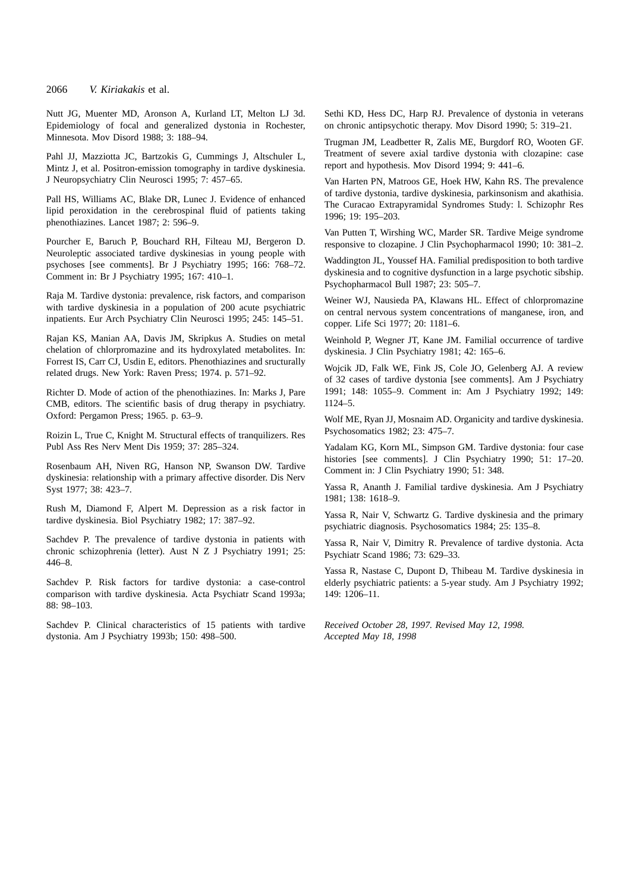Nutt JG, Muenter MD, Aronson A, Kurland LT, Melton LJ 3d. Epidemiology of focal and generalized dystonia in Rochester, Minnesota. Mov Disord 1988; 3: 188–94.

Pahl JJ, Mazziotta JC, Bartzokis G, Cummings J, Altschuler L, Mintz J, et al. Positron-emission tomography in tardive dyskinesia. J Neuropsychiatry Clin Neurosci 1995; 7: 457–65.

Pall HS, Williams AC, Blake DR, Lunec J. Evidence of enhanced lipid peroxidation in the cerebrospinal fluid of patients taking phenothiazines. Lancet 1987; 2: 596–9.

Pourcher E, Baruch P, Bouchard RH, Filteau MJ, Bergeron D. Neuroleptic associated tardive dyskinesias in young people with psychoses [see comments]. Br J Psychiatry 1995; 166: 768–72. Comment in: Br J Psychiatry 1995; 167: 410–1.

Raja M. Tardive dystonia: prevalence, risk factors, and comparison with tardive dyskinesia in a population of 200 acute psychiatric inpatients. Eur Arch Psychiatry Clin Neurosci 1995; 245: 145–51.

Rajan KS, Manian AA, Davis JM, Skripkus A. Studies on metal chelation of chlorpromazine and its hydroxylated metabolites. In: Forrest IS, Carr CJ, Usdin E, editors. Phenothiazines and sructurally related drugs. New York: Raven Press; 1974. p. 571–92.

Richter D. Mode of action of the phenothiazines. In: Marks J, Pare CMB, editors. The scientific basis of drug therapy in psychiatry. Oxford: Pergamon Press; 1965. p. 63–9.

Roizin L, True C, Knight M. Structural effects of tranquilizers. Res Publ Ass Res Nerv Ment Dis 1959; 37: 285–324.

Rosenbaum AH, Niven RG, Hanson NP, Swanson DW. Tardive dyskinesia: relationship with a primary affective disorder. Dis Nerv Syst 1977; 38: 423–7.

Rush M, Diamond F, Alpert M. Depression as a risk factor in tardive dyskinesia. Biol Psychiatry 1982; 17: 387–92.

Sachdev P. The prevalence of tardive dystonia in patients with chronic schizophrenia (letter). Aust N Z J Psychiatry 1991; 25: 446–8.

Sachdev P. Risk factors for tardive dystonia: a case-control comparison with tardive dyskinesia. Acta Psychiatr Scand 1993a; 88: 98–103.

Sachdev P. Clinical characteristics of 15 patients with tardive dystonia. Am J Psychiatry 1993b; 150: 498–500.

Sethi KD, Hess DC, Harp RJ. Prevalence of dystonia in veterans on chronic antipsychotic therapy. Mov Disord 1990; 5: 319–21.

Trugman JM, Leadbetter R, Zalis ME, Burgdorf RO, Wooten GF. Treatment of severe axial tardive dystonia with clozapine: case report and hypothesis. Mov Disord 1994; 9: 441–6.

Van Harten PN, Matroos GE, Hoek HW, Kahn RS. The prevalence of tardive dystonia, tardive dyskinesia, parkinsonism and akathisia. The Curacao Extrapyramidal Syndromes Study: l. Schizophr Res 1996; 19: 195–203.

Van Putten T, Wirshing WC, Marder SR. Tardive Meige syndrome responsive to clozapine. J Clin Psychopharmacol 1990; 10: 381–2.

Waddington JL, Youssef HA. Familial predisposition to both tardive dyskinesia and to cognitive dysfunction in a large psychotic sibship. Psychopharmacol Bull 1987; 23: 505–7.

Weiner WJ, Nausieda PA, Klawans HL. Effect of chlorpromazine on central nervous system concentrations of manganese, iron, and copper. Life Sci 1977; 20: 1181–6.

Weinhold P, Wegner JT, Kane JM. Familial occurrence of tardive dyskinesia. J Clin Psychiatry 1981; 42: 165–6.

Wojcik JD, Falk WE, Fink JS, Cole JO, Gelenberg AJ. A review of 32 cases of tardive dystonia [see comments]. Am J Psychiatry 1991; 148: 1055–9. Comment in: Am J Psychiatry 1992; 149: 1124–5.

Wolf ME, Ryan JJ, Mosnaim AD. Organicity and tardive dyskinesia. Psychosomatics 1982; 23: 475–7.

Yadalam KG, Korn ML, Simpson GM. Tardive dystonia: four case histories [see comments]. J Clin Psychiatry 1990; 51: 17–20. Comment in: J Clin Psychiatry 1990; 51: 348.

Yassa R, Ananth J. Familial tardive dyskinesia. Am J Psychiatry 1981; 138: 1618–9.

Yassa R, Nair V, Schwartz G. Tardive dyskinesia and the primary psychiatric diagnosis. Psychosomatics 1984; 25: 135–8.

Yassa R, Nair V, Dimitry R. Prevalence of tardive dystonia. Acta Psychiatr Scand 1986; 73: 629–33.

Yassa R, Nastase C, Dupont D, Thibeau M. Tardive dyskinesia in elderly psychiatric patients: a 5-year study. Am J Psychiatry 1992; 149: 1206–11.

*Received October 28, 1997. Revised May 12, 1998. Accepted May 18, 1998*